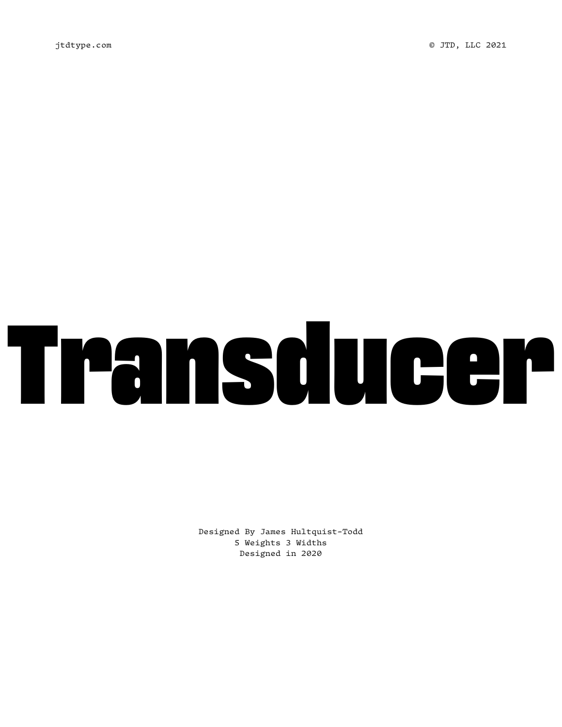jtdtype.com

© JTD, LLC 2021

# Transducer

Designed By James Hultquist-Todd
5 Weights 3 Widths
Designed in 2020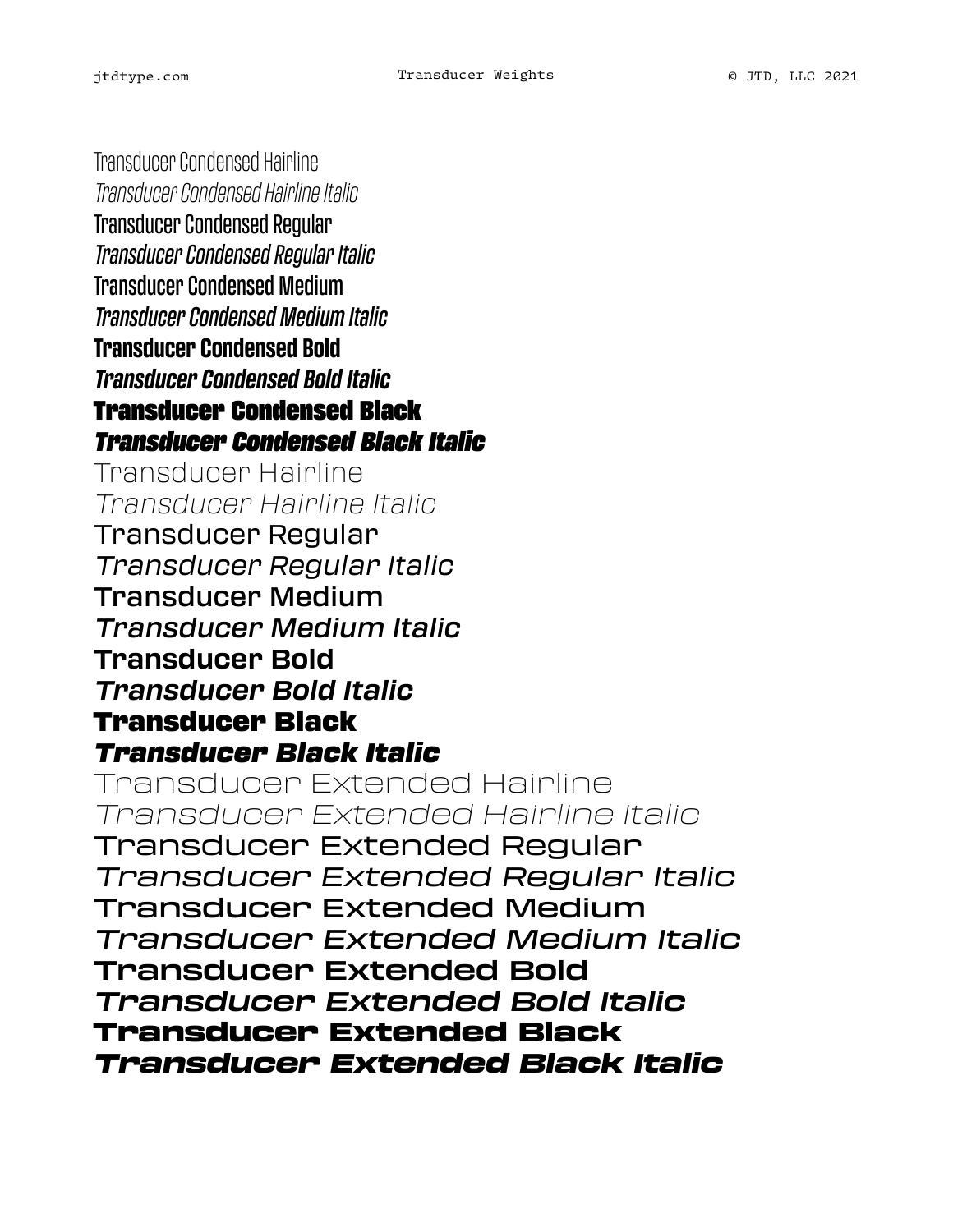Transducer Condensed Hairline
*Transducer Condensed Hairline Italic*
Transducer Condensed Regular
*Transducer Condensed Regular Italic*
Transducer Condensed Medium
*Transducer Condensed Medium Italic*
**Transducer Condensed Bold**
***Transducer Condensed Bold Italic***
**Transducer Condensed Black**
***Transducer Condensed Black Italic***
Transducer Hairline
*Transducer Hairline Italic*
Transducer Regular
*Transducer Regular Italic*
Transducer Medium
*Transducer Medium Italic*
**Transducer Bold**
***Transducer Bold Italic***
**Transducer Black**
***Transducer Black Italic***
Transducer Extended Hairline
*Transducer Extended Hairline Italic*
Transducer Extended Regular
*Transducer Extended Regular Italic*
Transducer Extended Medium
*Transducer Extended Medium Italic*
**Transducer Extended Bold**
***Transducer Extended Bold Italic***
**Transducer Extended Black**
***Transducer Extended Black Italic***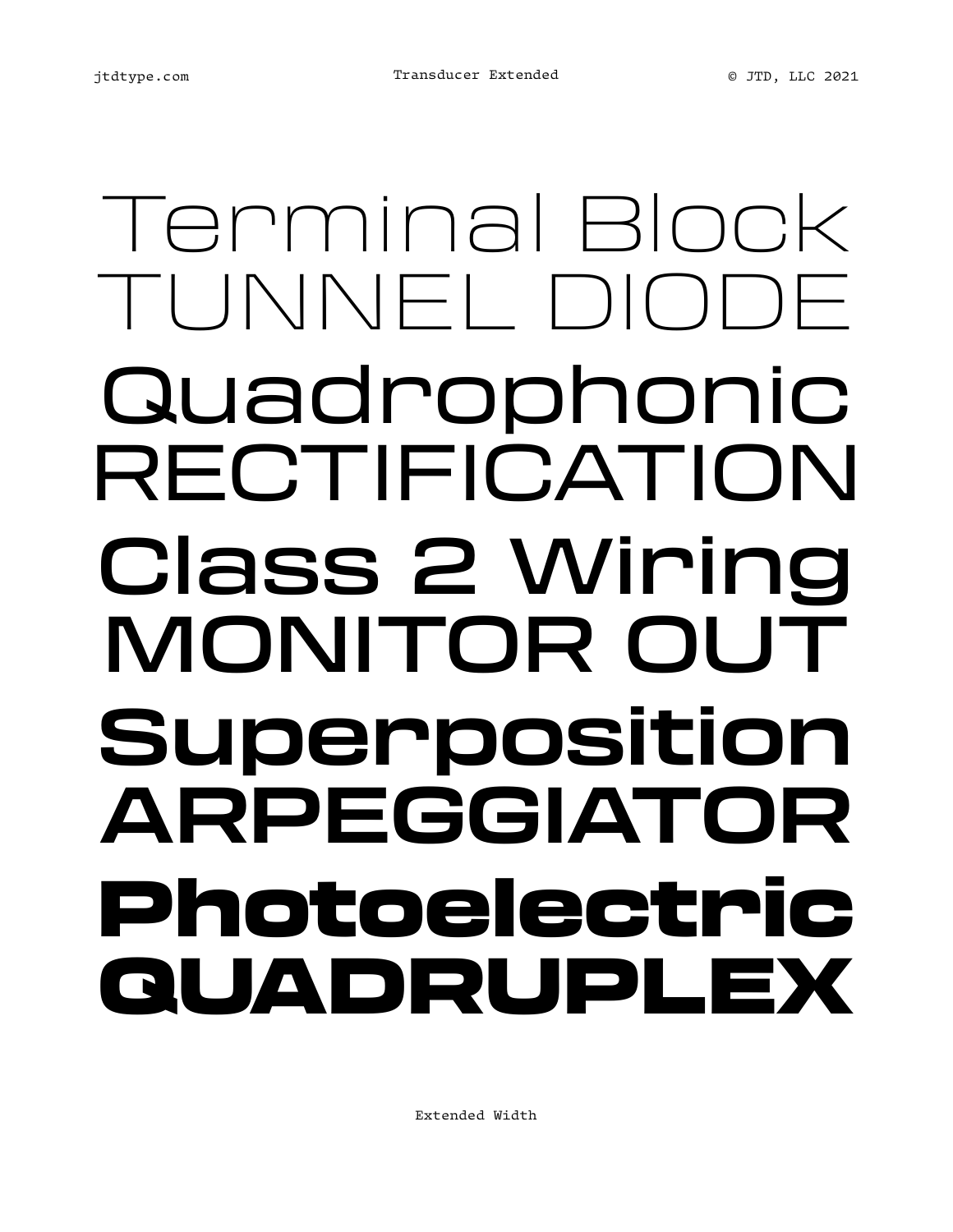Terminal Block
TUNNEL DIODE
Quadrophonic
RECTIFICATION
Class 2 Wiring
MONITOR OUT
**Superposition**
**ARPEGGIATOR**
**Photoelectric**
**QUADRUPLEX**

Extended Width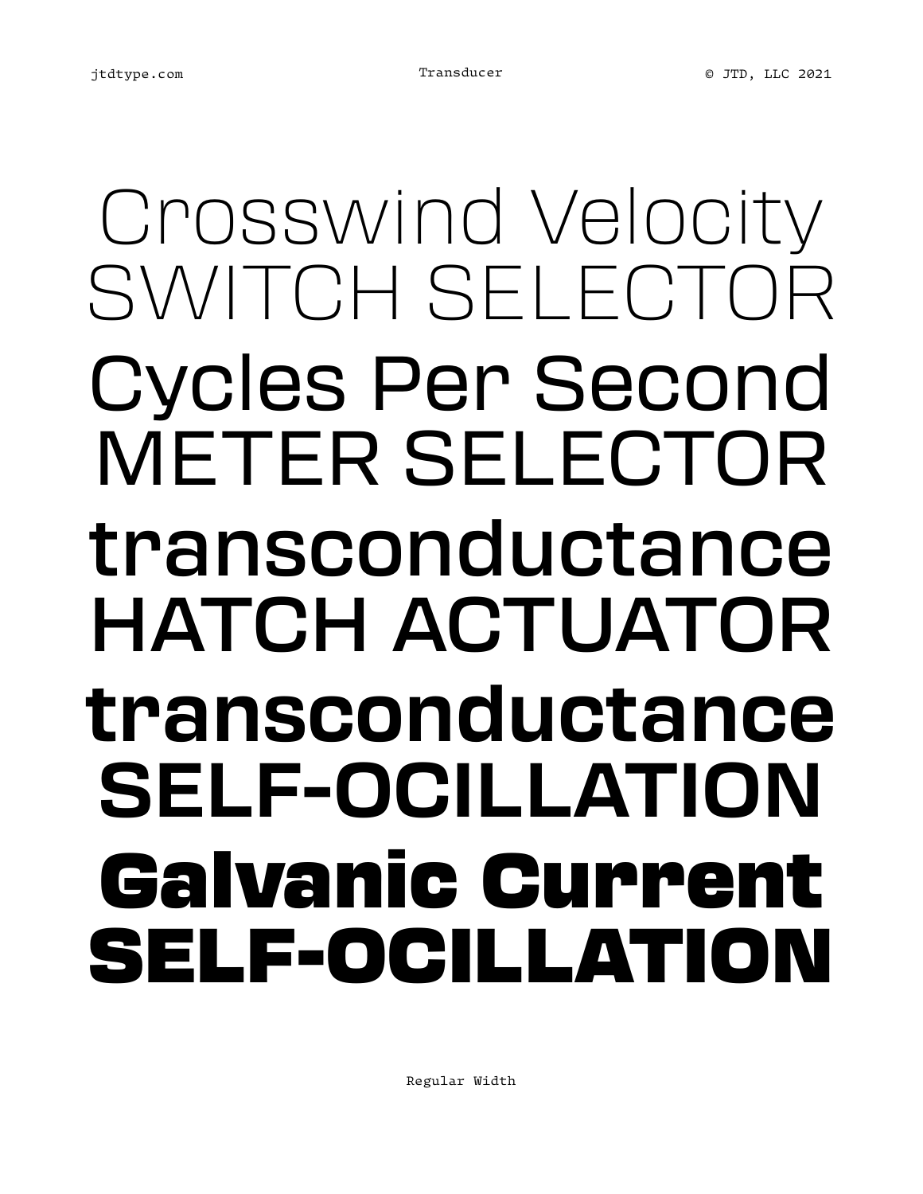Crosswind Velocity
SWITCH SELECTOR
Cycles Per Second
METER SELECTOR
transconductance
HATCH ACTUATOR
transconductance
SELF-OCILLATION
Galvanic Current
SELF-OCILLATION

Regular Width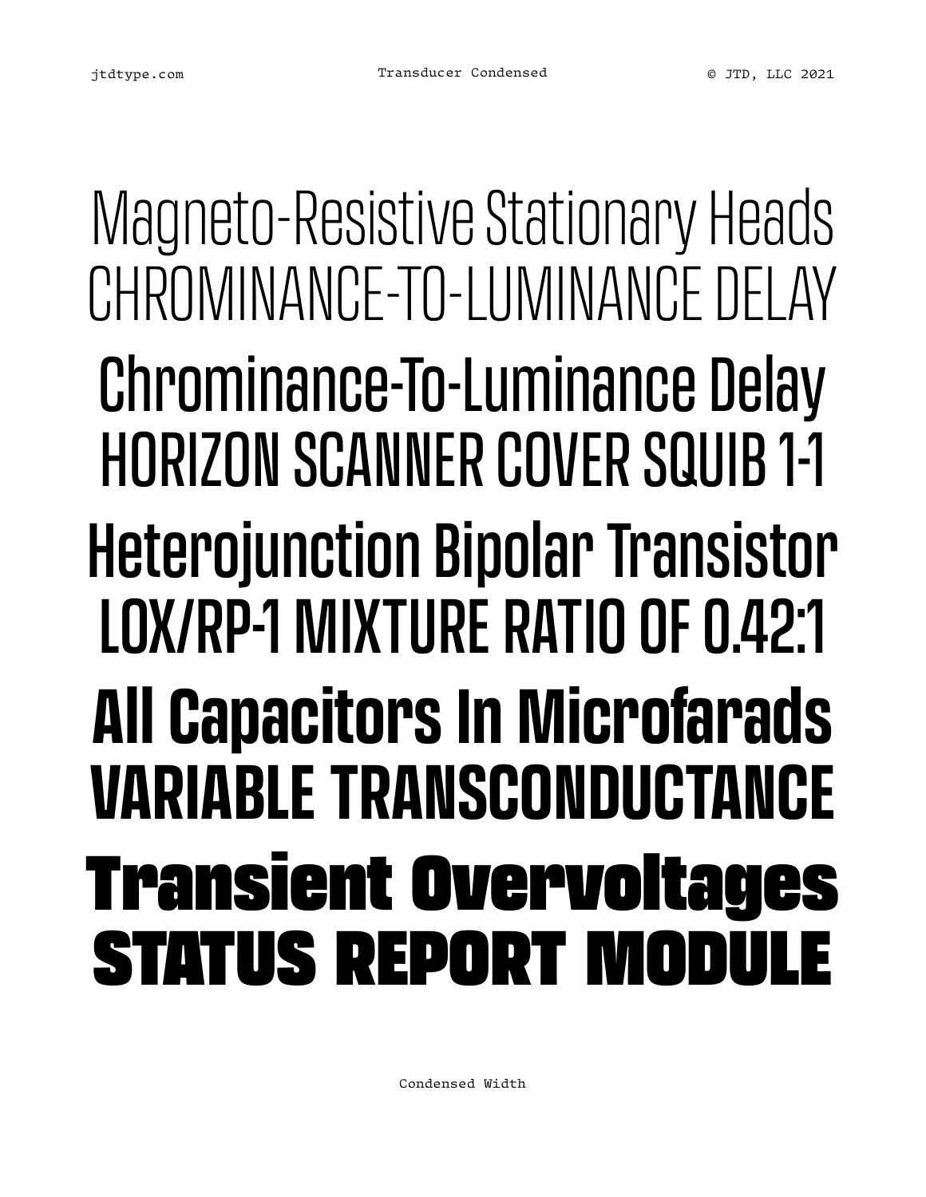Magneto-Resistive Stationary Heads
CHROMINANCE-TO-LUMINANCE DELAY

Chrominance-To-Luminance Delay
HORIZON SCANNER COVER SQUIB 1-1

Heterojunction Bipolar Transistor
LOX/RP-1 MIXTURE RATIO OF 0.42:1

All Capacitors In Microfarads
VARIABLE TRANSCONDUCTANCE

Transient Overvoltages
STATUS REPORT MODULE

Condensed Width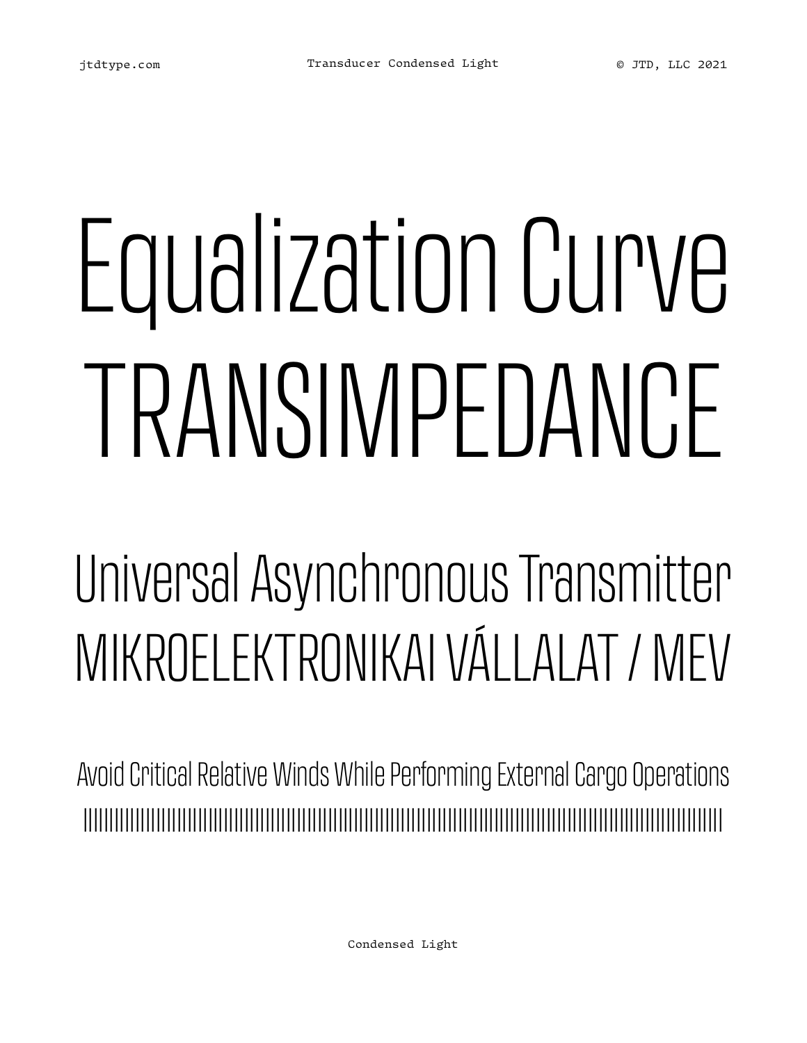Equalization Curve

TRANSIMPEDANCE

Universal Asynchronous Transmitter

MIKROELEKTRONIKAI VÁLLALAT / MEV

Avoid Critical Relative Winds While Performing External Cargo Operations

||||||||||||||||||||||||||||||||||||||||||||||||||||||||||||||||||||||||||||||||||||||||||||||||||||||||||||||||||||

Condensed Light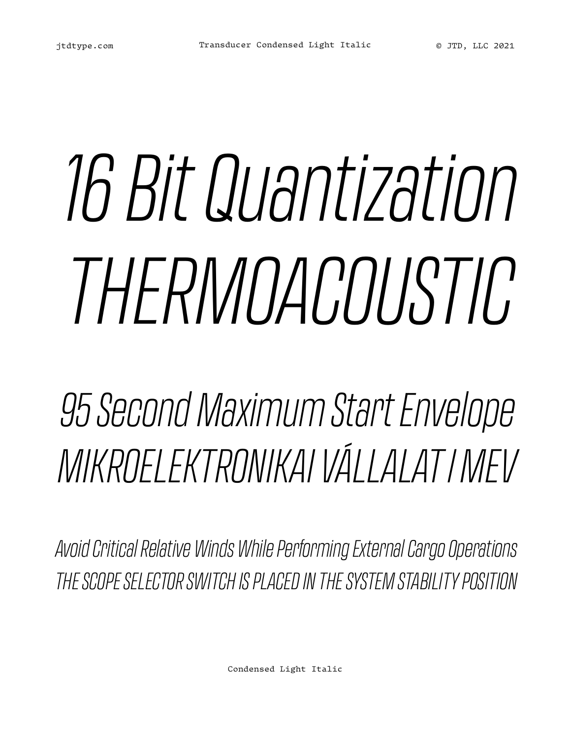*16 Bit Quantization*
*THERMOACOUSTIC*

*95 Second Maximum Start Envelope*
*MIKROELEKTRONIKAI VÁLLALAT I MEV*

*Avoid Critical Relative Winds While Performing External Cargo Operations*
*THE SCOPE SELECTOR SWITCH IS PLACED IN THE SYSTEM STABILITY POSITION*

Condensed Light Italic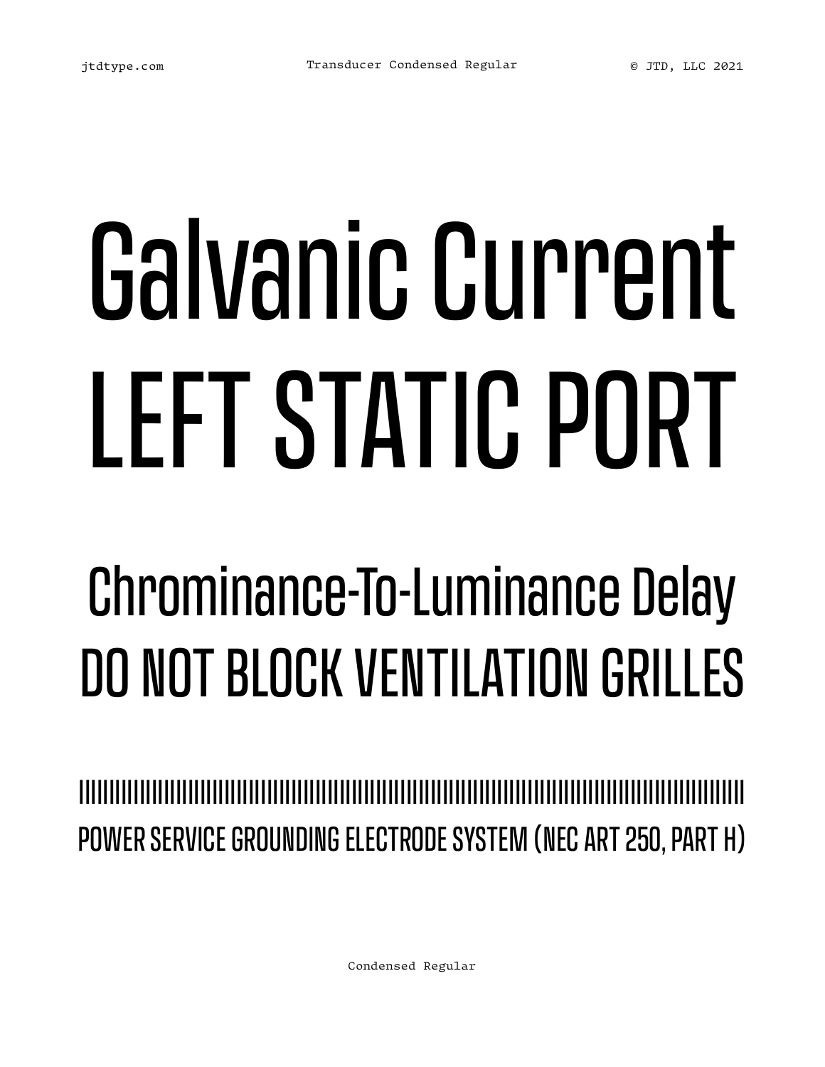# Galvanic Current
# LEFT STATIC PORT

## Chrominance-To-Luminance Delay
## DO NOT BLOCK VENTILATION GRILLES

IIIIIIIIIIIIIIIIIIIIIIIIIIIIIIIIIIIIIIIIIIIIIIIIIIIIIIIIIIIIIIIIIIIIIIIIIIIIIIIIIIIIIIIIIIIIIIIIIIIIIIIIIIIIIIIIIIIIIIII

POWER SERVICE GROUNDING ELECTRODE SYSTEM (NEC ART 250, PART H)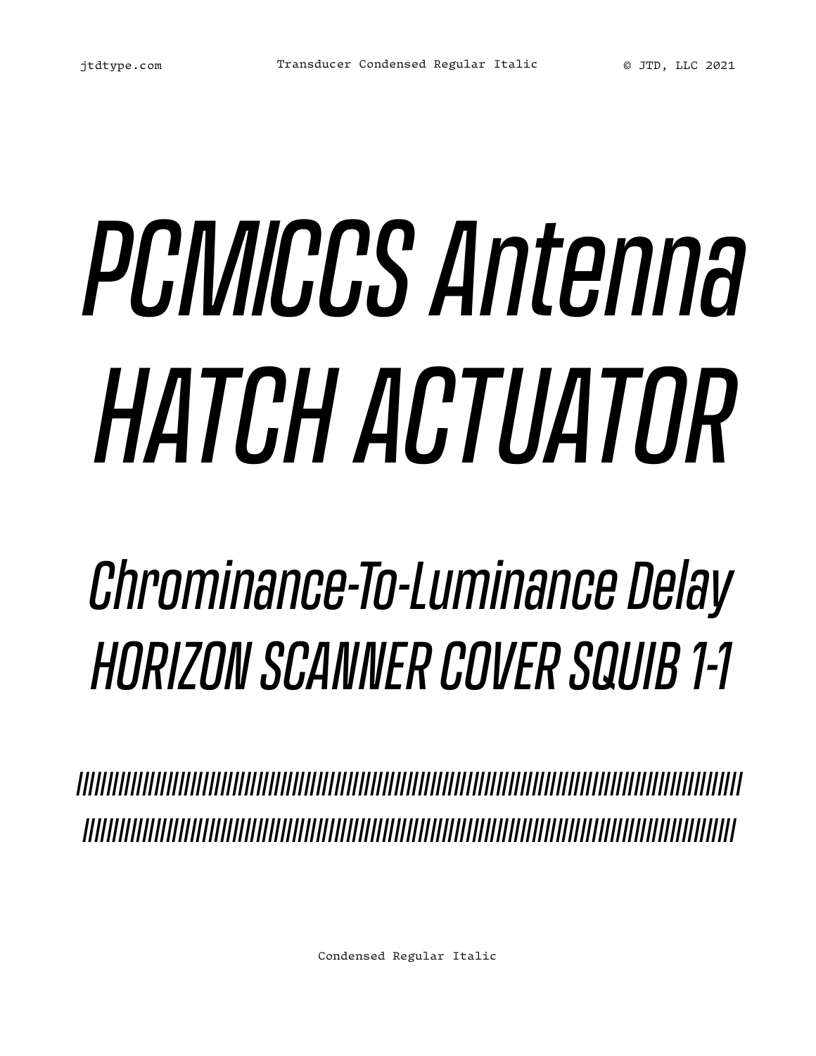# *PCMICCS Antenna HATCH ACTUATOR*

## *Chrominance-To-Luminance Delay HORIZON SCANNER COVER SQUIB 1-1*

*///////////////////////////////////////////////////////////////////////////////////////////////*
*//////////////////////////////////////////////////////////////////////////////////////////////*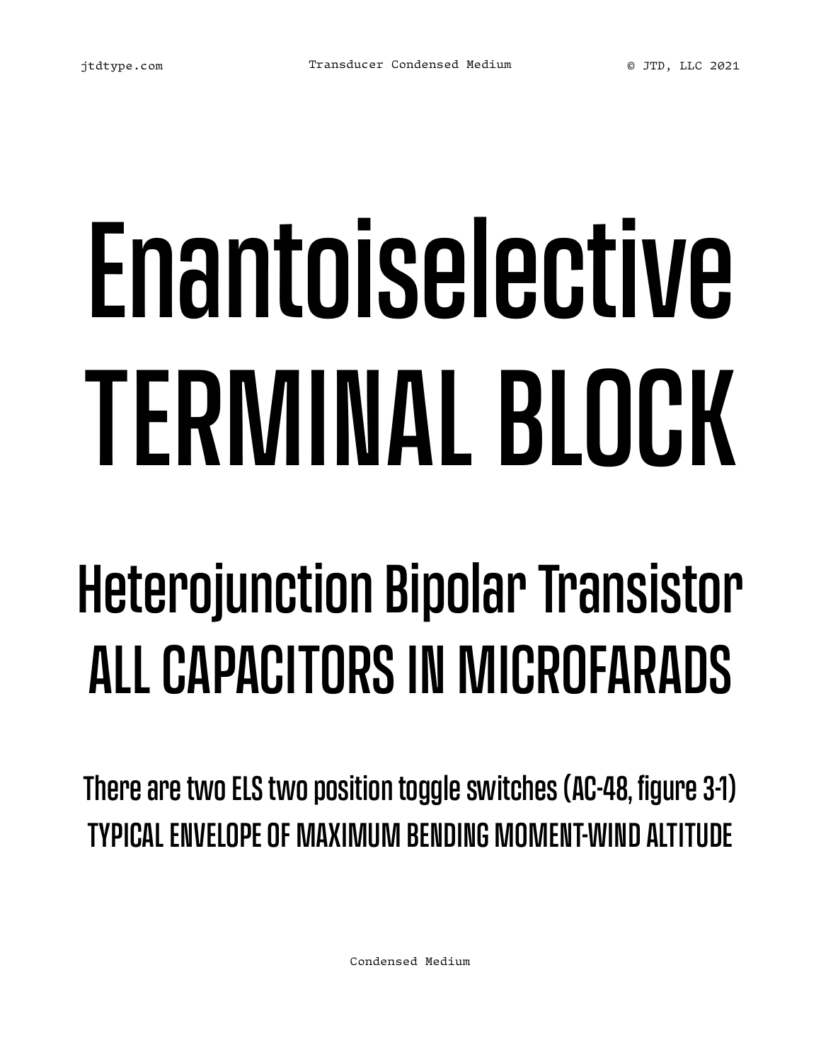# Enantoiselective TERMINAL BLOCK

## Heterojunction Bipolar Transistor ALL CAPACITORS IN MICROFARADS

There are two ELS two position toggle switches (AC-48, figure 3-1)
TYPICAL ENVELOPE OF MAXIMUM BENDING MOMENT-WIND ALTITUDE

Condensed Medium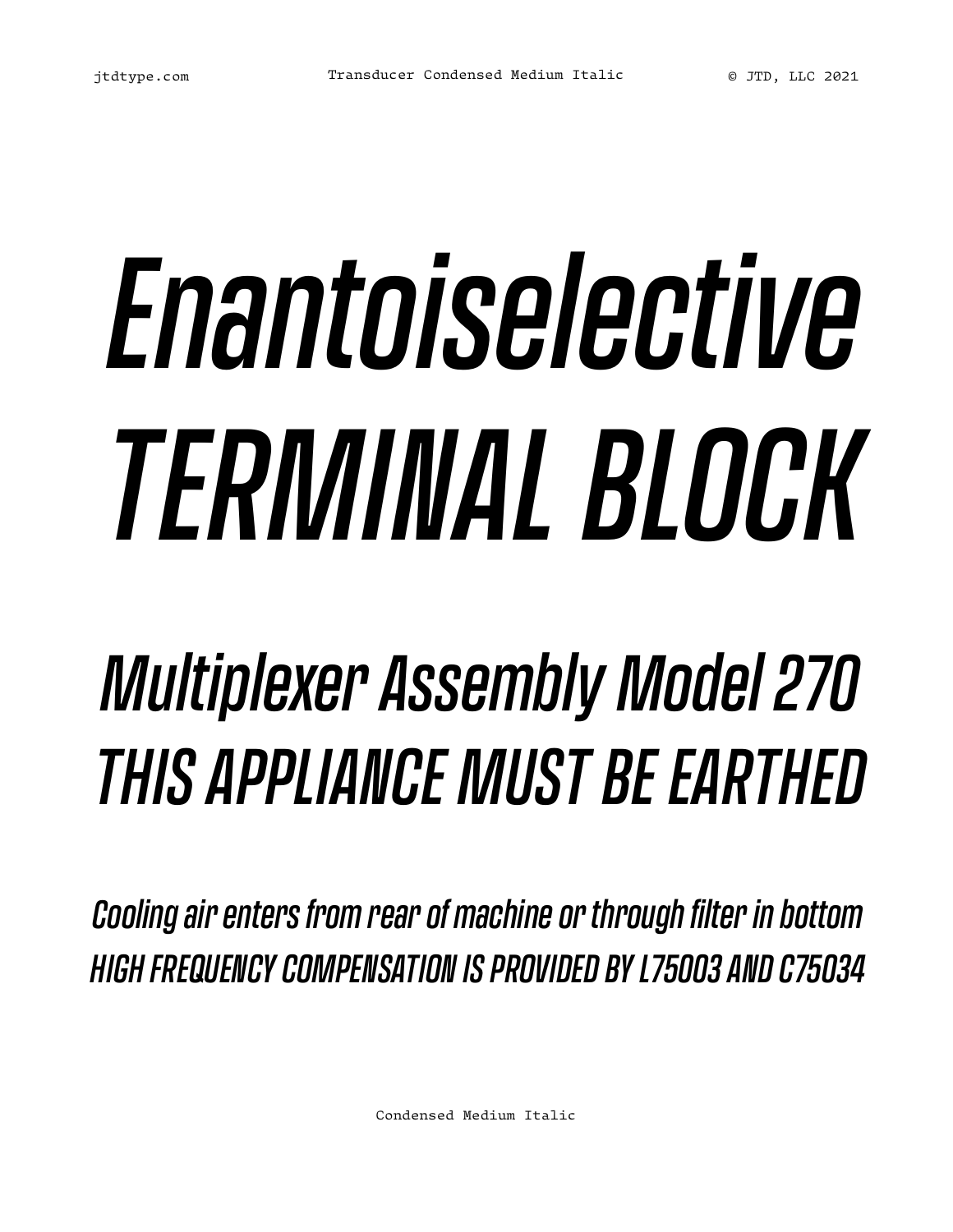# Enantoiselective TERMINAL BLOCK

## Multiplexer Assembly Model 270 THIS APPLIANCE MUST BE EARTHED

Cooling air enters from rear of machine or through filter in bottom HIGH FREQUENCY COMPENSATION IS PROVIDED BY L75003 AND C75034

Condensed Medium Italic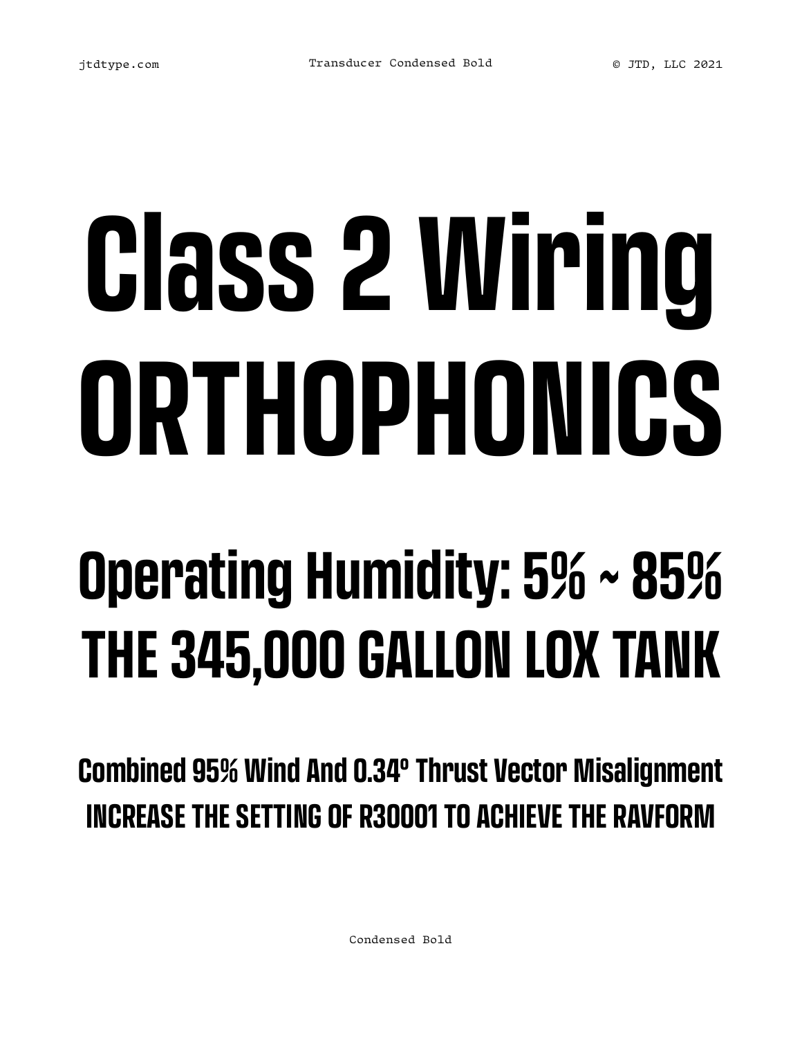# Class 2 Wiring

# ORTHOPHONICS

## Operating Humidity: 5% ~ 85%

## THE 345,000 GALLON LOX TANK

### Combined 95% Wind And 0.34° Thrust Vector Misalignment

### INCREASE THE SETTING OF R30001 TO ACHIEVE THE RAVFORM

Condensed Bold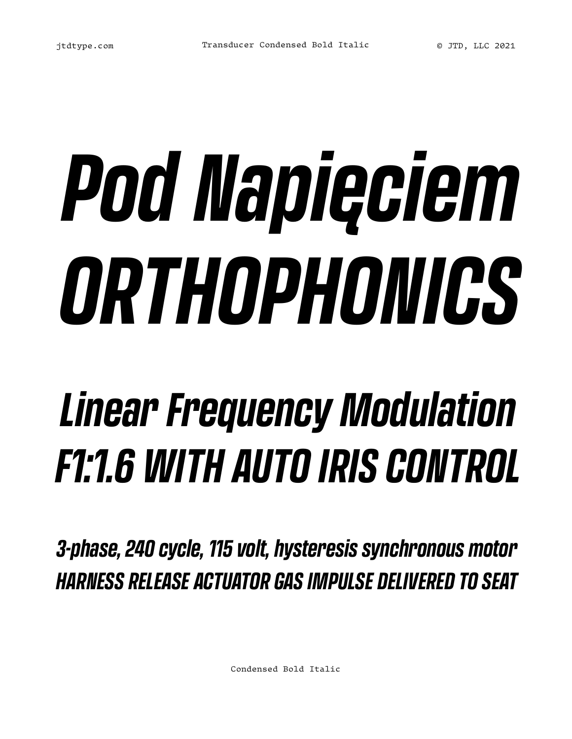# *Pod Napięciem*
# *ORTHOPHONICS*

## *Linear Frequency Modulation*
## *F1:1.6 WITH AUTO IRIS CONTROL*

### *3-phase, 240 cycle, 115 volt, hysteresis synchronous motor*
### *HARNESS RELEASE ACTUATOR GAS IMPULSE DELIVERED TO SEAT*

Condensed Bold Italic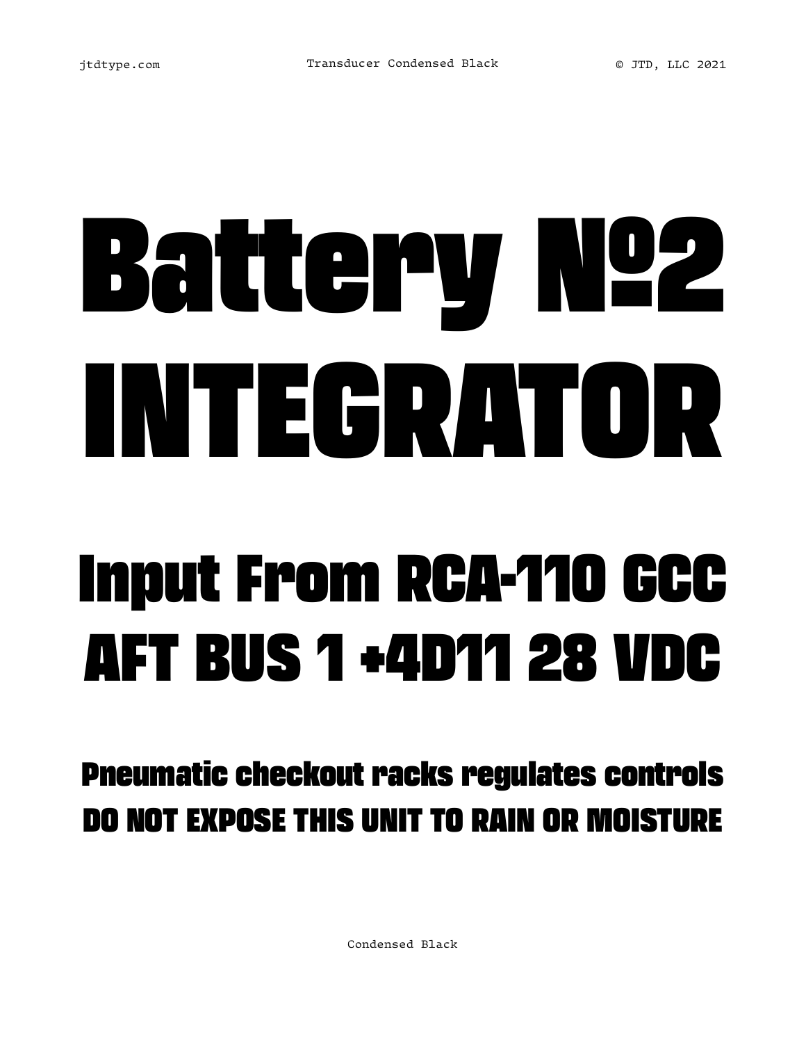# Battery №2 INTEGRATOR

## Input From RCA-110 GCC AFT BUS 1 +4D11 28 VDC

### Pneumatic checkout racks regulates controls DO NOT EXPOSE THIS UNIT TO RAIN OR MOISTURE

Condensed Black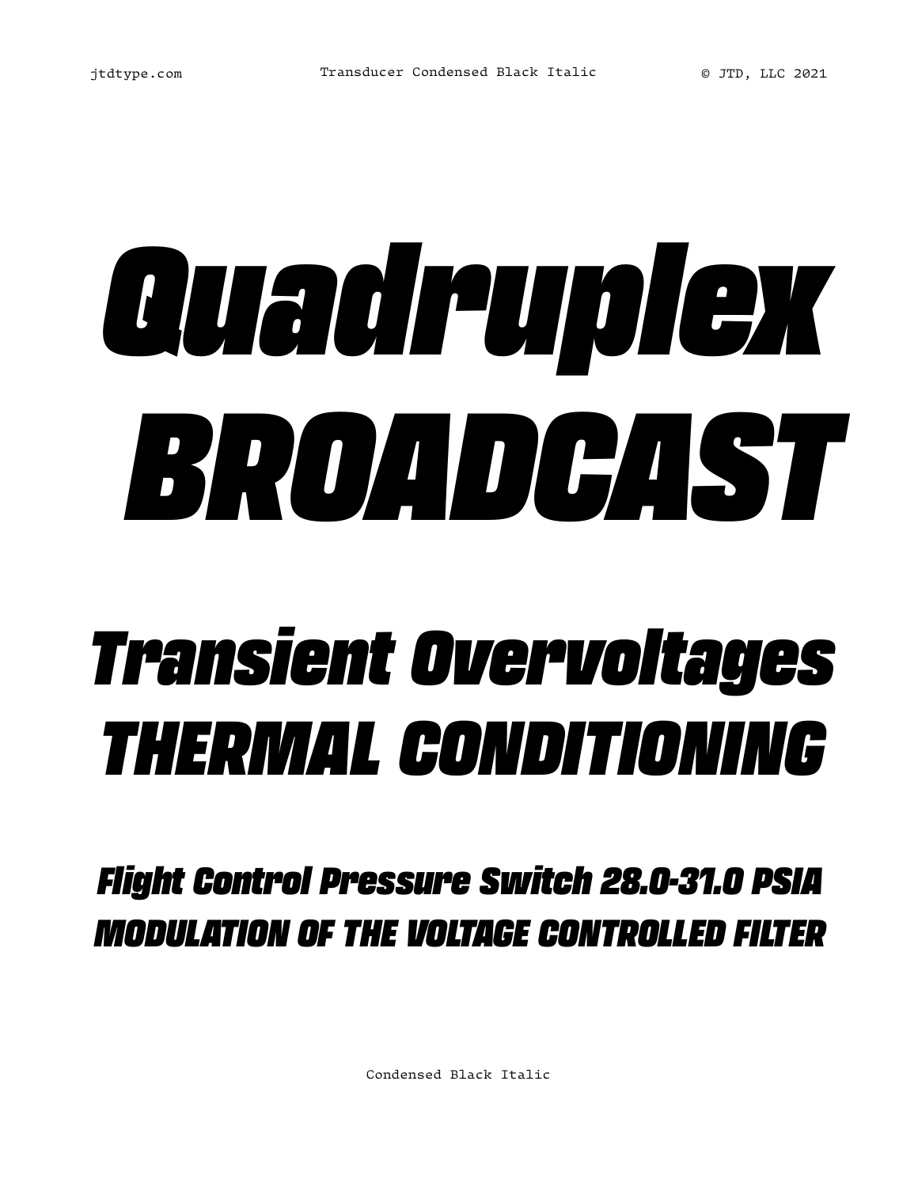# *Quadruplex BROADCAST*

## *Transient Overvoltages THERMAL CONDITIONING*

### *Flight Control Pressure Switch 28.0-31.0 PSIA MODULATION OF THE VOLTAGE CONTROLLED FILTER*

Condensed Black Italic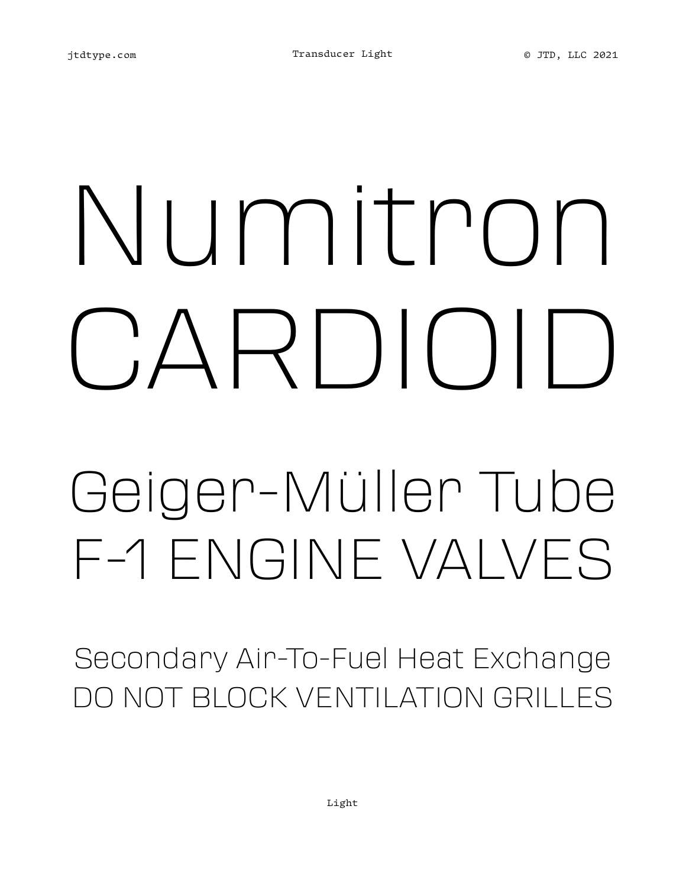# Numitron
# CARDIOID

## Geiger-Müller Tube
## F-1 ENGINE VALVES

Secondary Air-To-Fuel Heat Exchange
DO NOT BLOCK VENTILATION GRILLES

Light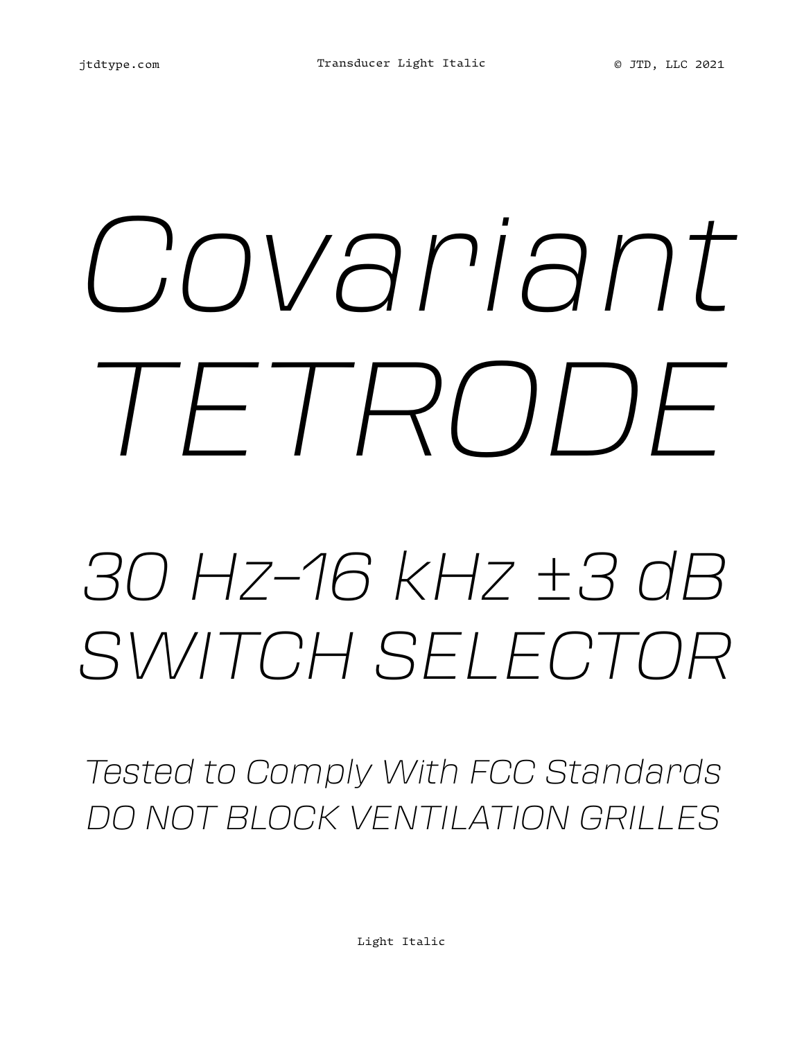# Covariant TETRODE

## 30 Hz–16 kHz ±3 dB SWITCH SELECTOR

Tested to Comply With FCC Standards
DO NOT BLOCK VENTILATION GRILLES

Light Italic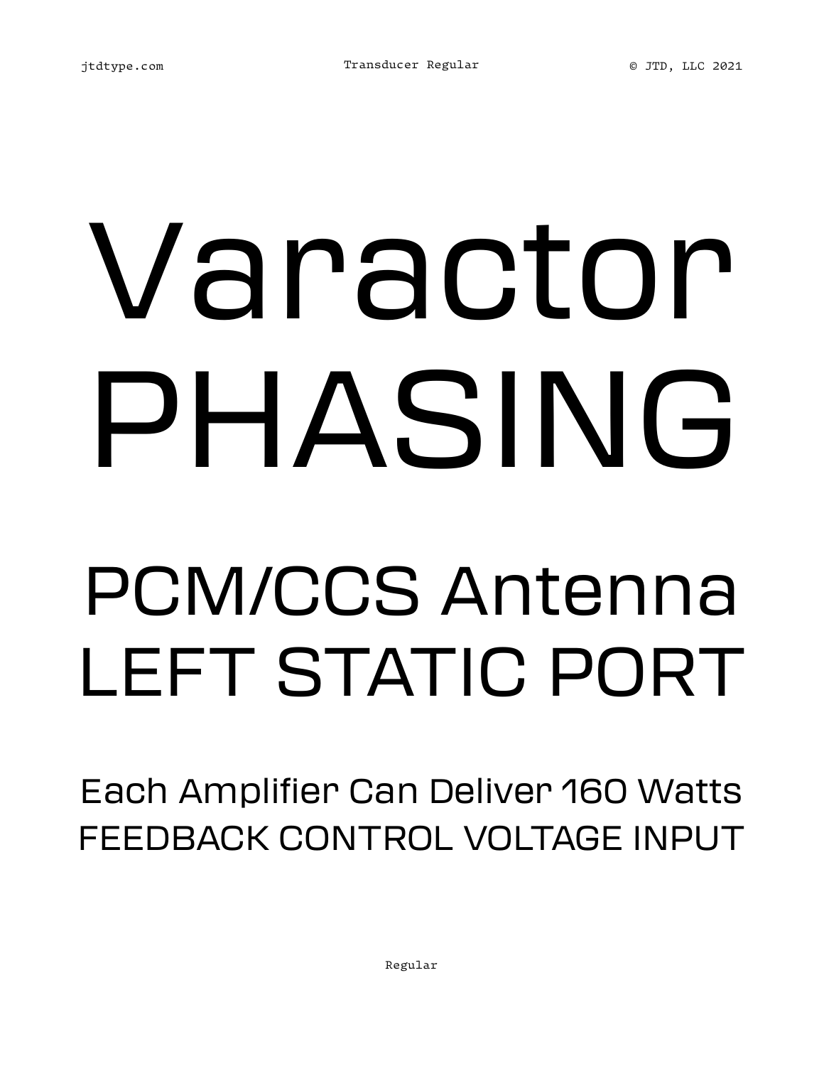# Varactor PHASING

## PCM/CCS Antenna LEFT STATIC PORT

### Each Amplifier Can Deliver 160 Watts FEEDBACK CONTROL VOLTAGE INPUT

Regular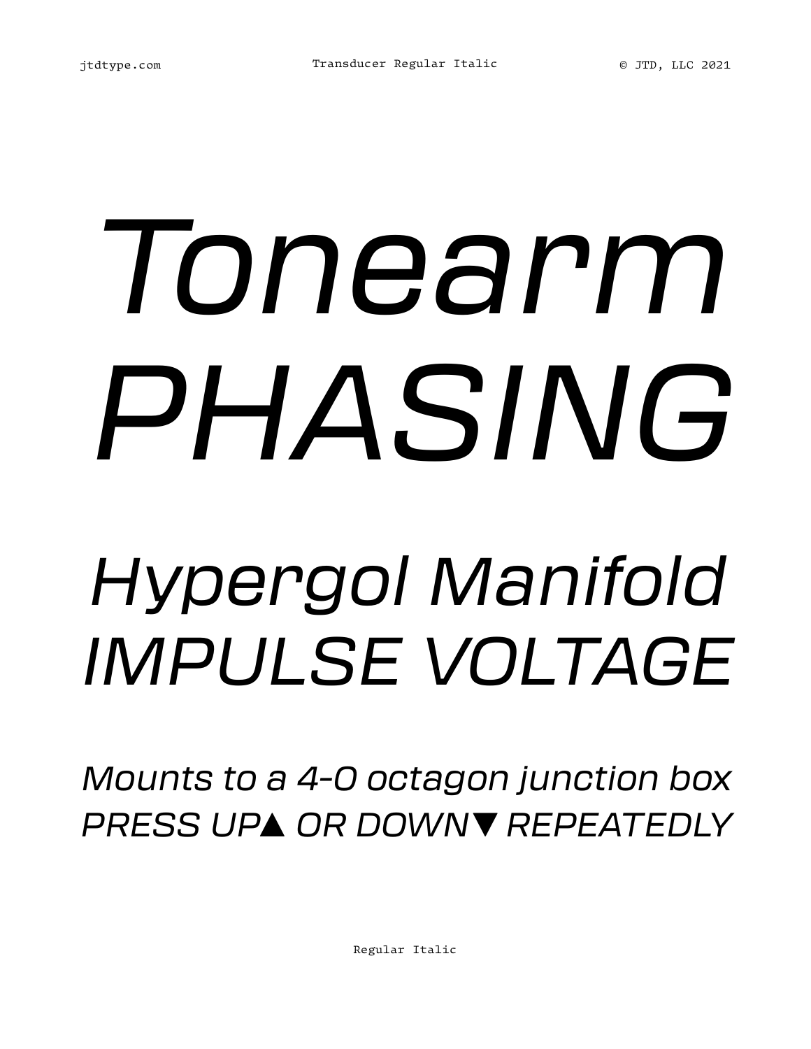*Tonearm*
*PHASING*

*Hypergol Manifold*
*IMPULSE VOLTAGE*

*Mounts to a 4-0 octagon junction box*
*PRESS UP▲ OR DOWN▼ REPEATEDLY*

Regular Italic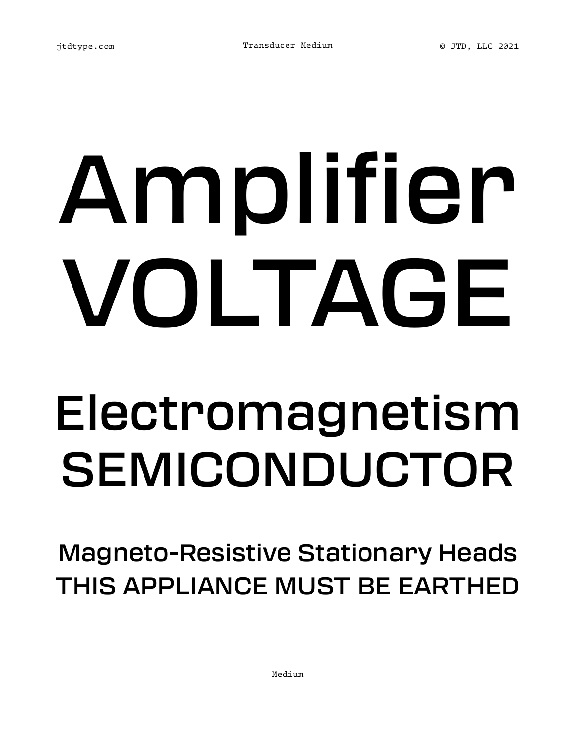# Amplifier
# VOLTAGE

## Electromagnetism
## SEMICONDUCTOR

### Magneto-Resistive Stationary Heads
### THIS APPLIANCE MUST BE EARTHED

Medium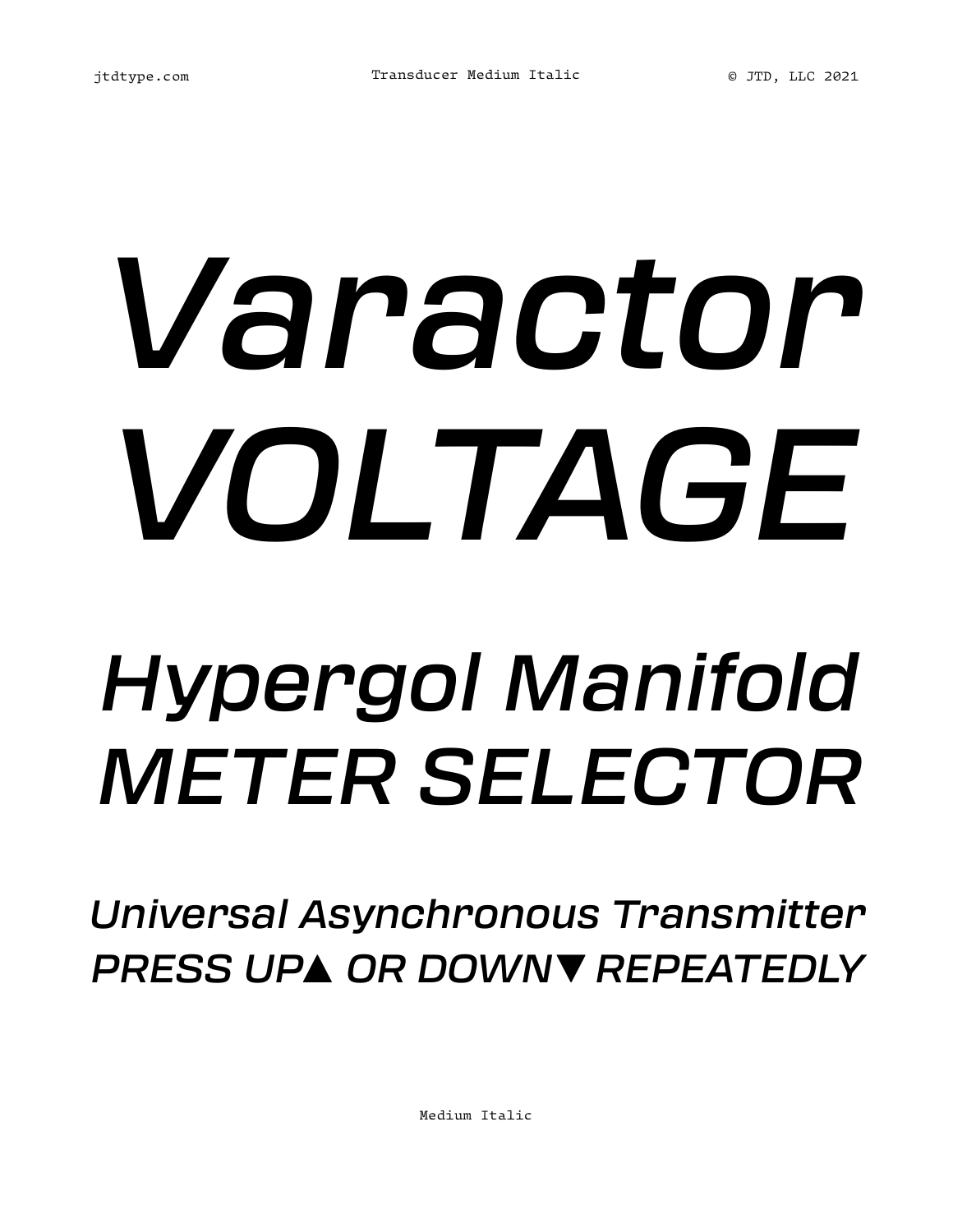# *Varactor VOLTAGE*

## *Hypergol Manifold METER SELECTOR*

*Universal Asynchronous Transmitter*
*PRESS UP▲ OR DOWN▼ REPEATEDLY*

Medium Italic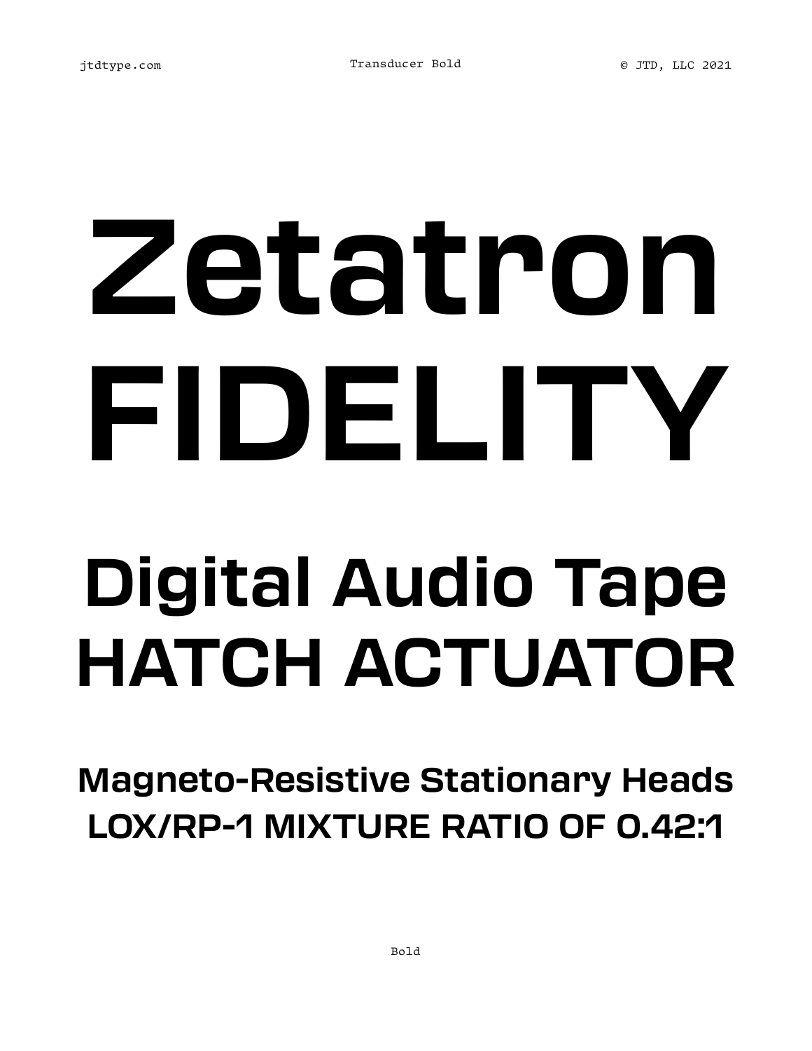# Zetatron FIDELITY

## Digital Audio Tape HATCH ACTUATOR

### Magneto-Resistive Stationary Heads LOX/RP-1 MIXTURE RATIO OF 0.42:1

Bold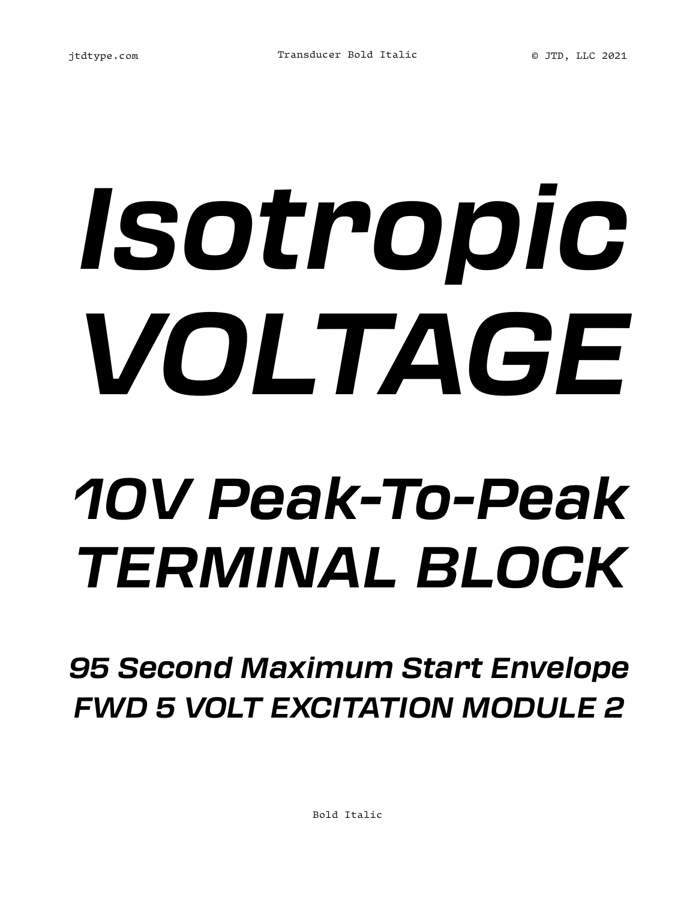*Isotropic VOLTAGE*

*10V Peak-To-Peak TERMINAL BLOCK*

*95 Second Maximum Start Envelope FWD 5 VOLT EXCITATION MODULE 2*

Bold Italic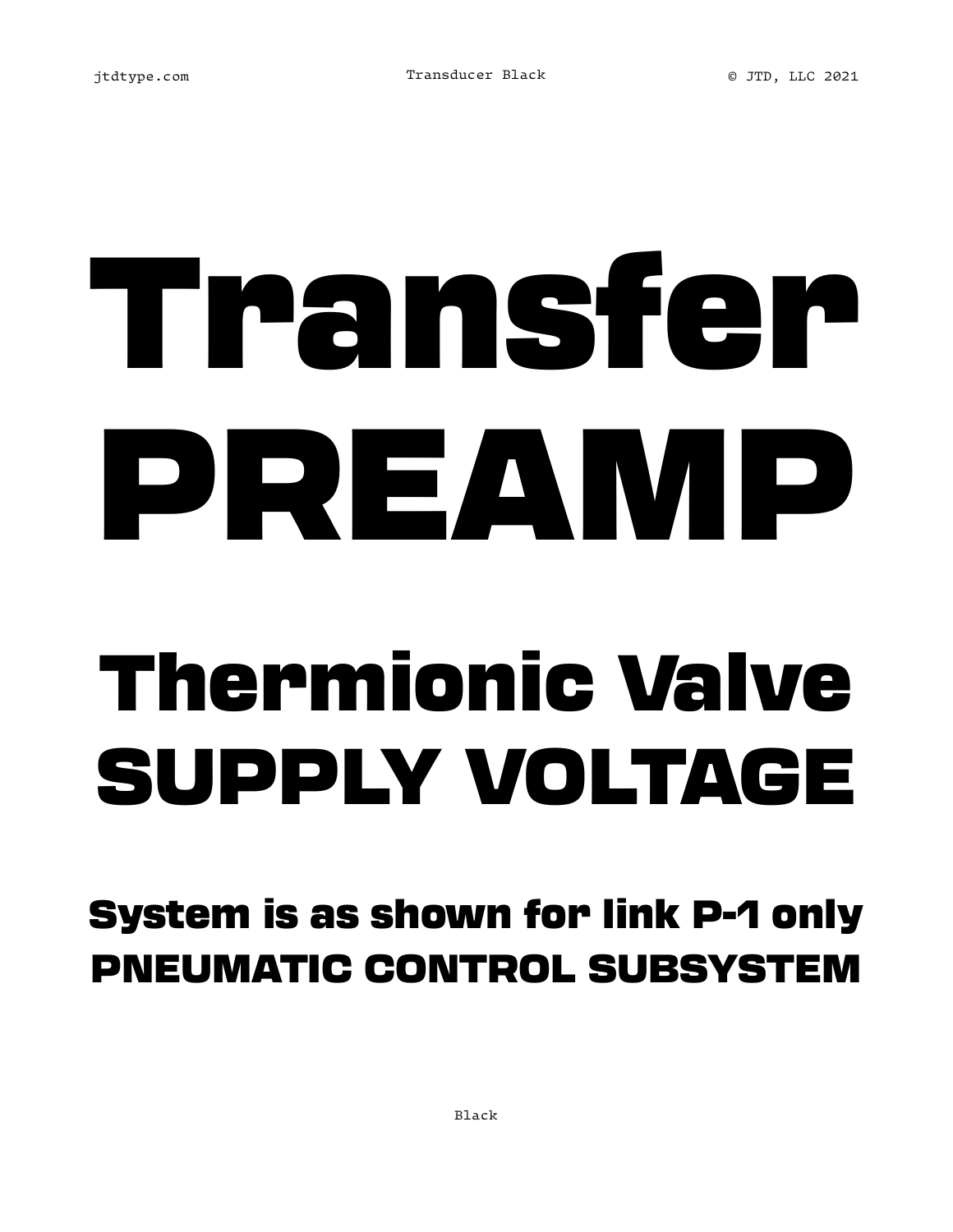# Transfer
# PREAMP

## Thermonic Valve
## SUPPLY VOLTAGE

### System is as shown for link P-1 only
### PNEUMATIC CONTROL SUBSYSTEM

Black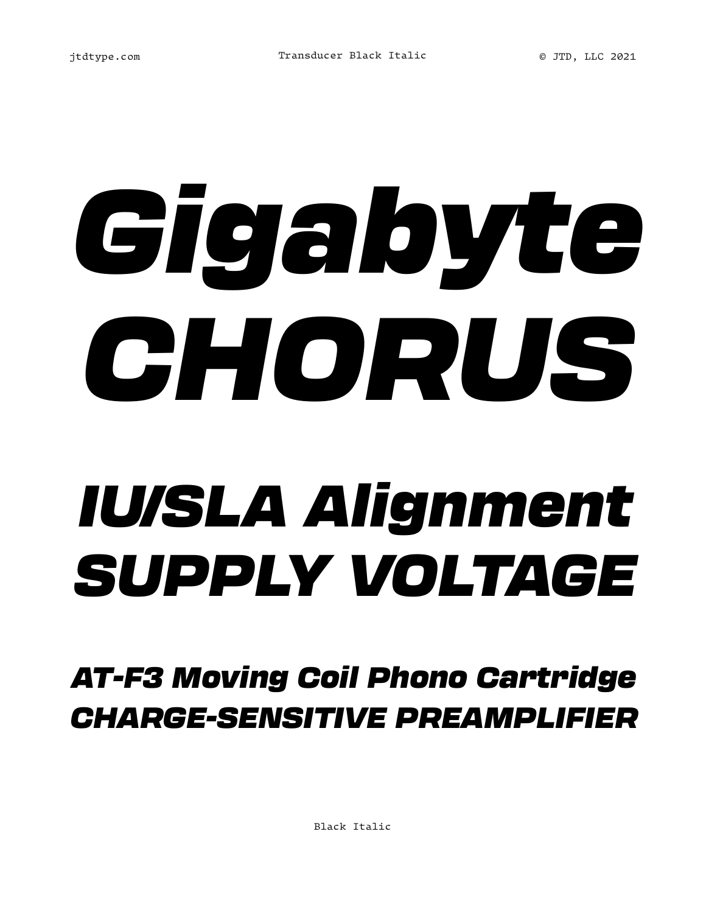*Gigabyte*
*CHORUS*

*IU/SLA Alignment*
*SUPPLY VOLTAGE*

*AT-F3 Moving Coil Phono Cartridge*
*CHARGE-SENSITIVE PREAMPLIFIER*

Black Italic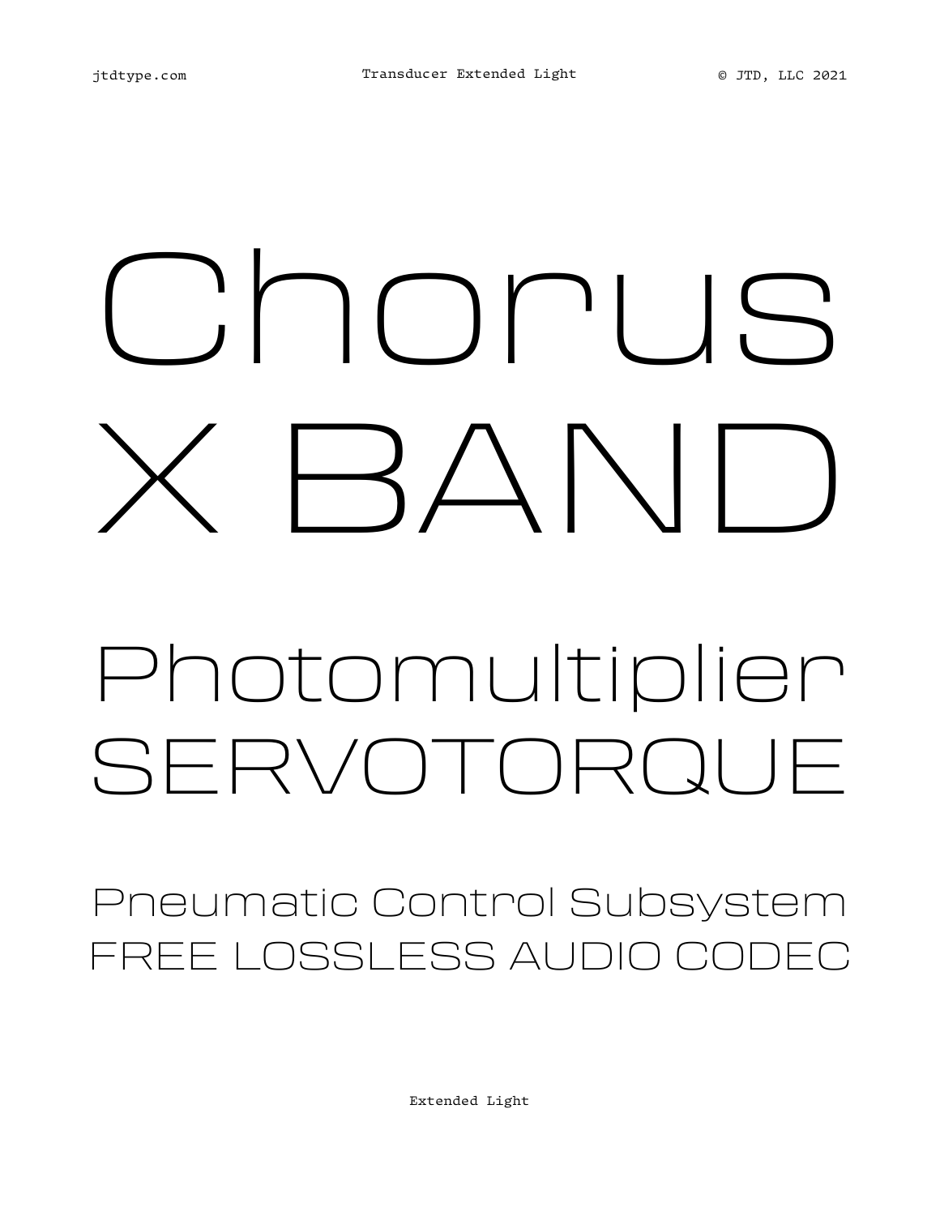Chorus
X BAND

Photomultiplier
SERVOTORQUE

Pneumatic Control Subsystem
FREE LOSSLESS AUDIO CODEC

Extended Light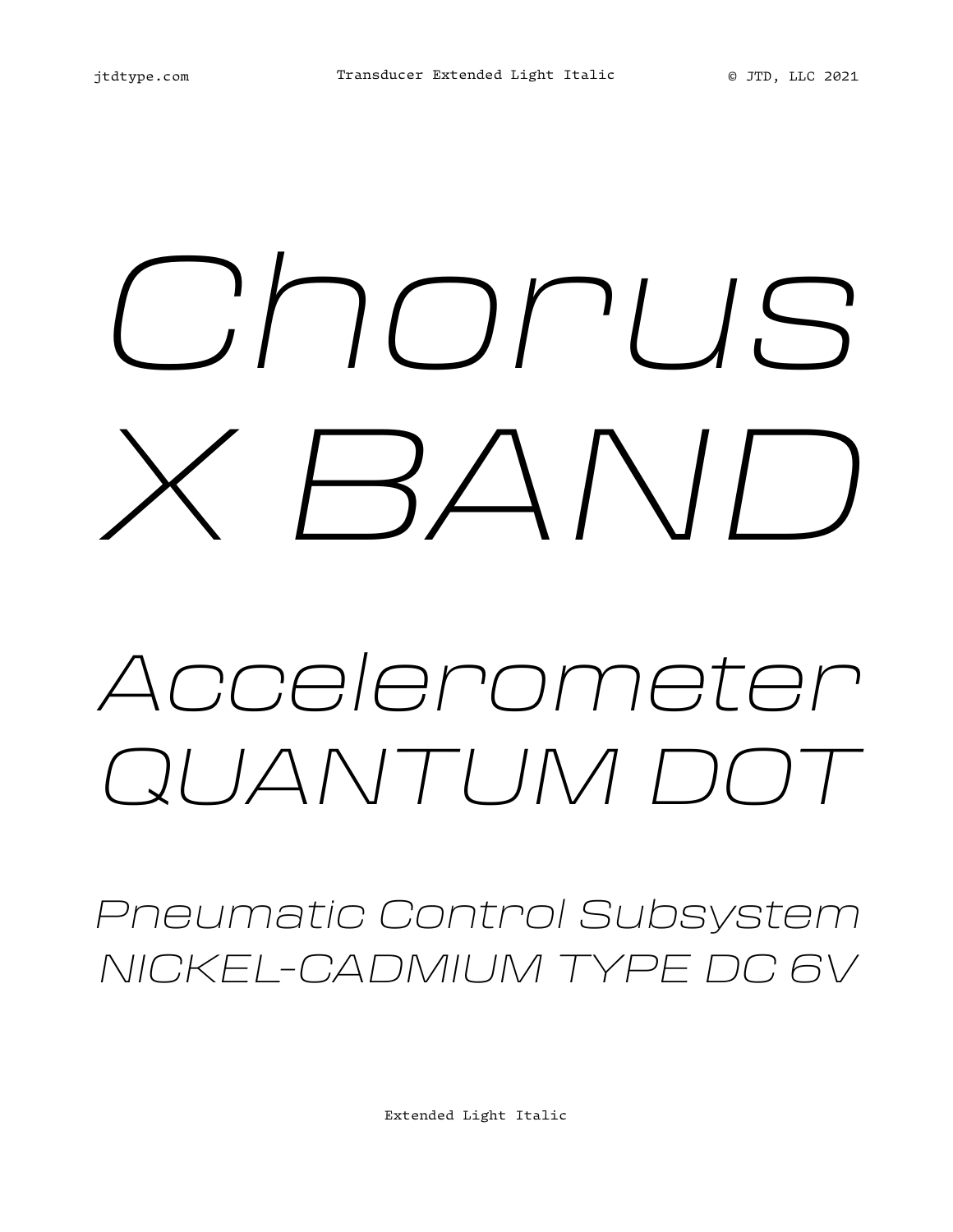*Chorus*
*X BAND*

*Accelerometer*
*QUANTUM DOT*

*Pneumatic Control Subsystem*
*NICKEL-CADMIUM TYPE DC 6V*

Extended Light Italic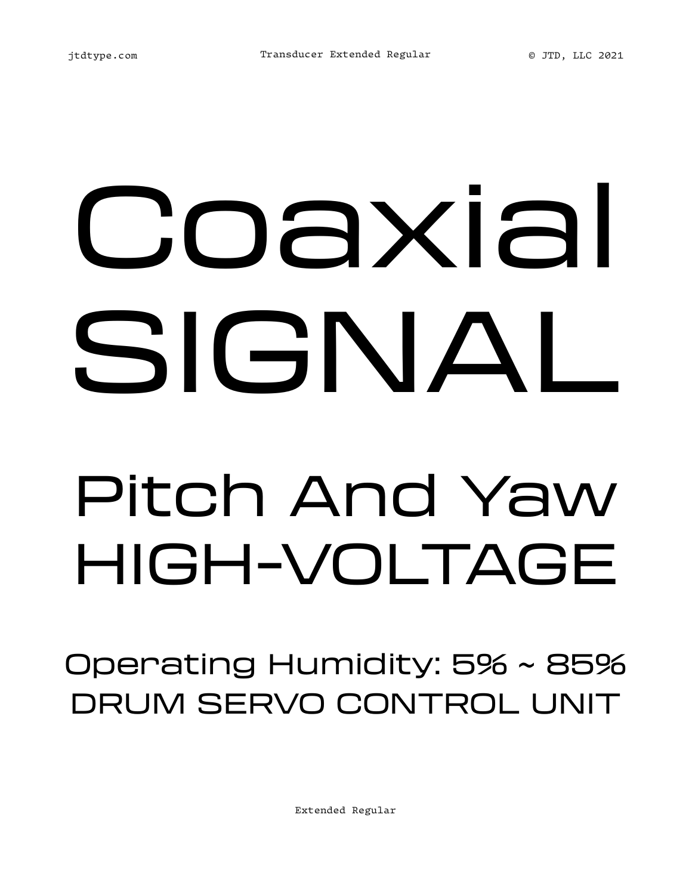Coaxial
SIGNAL

Pitch And Yaw
HIGH-VOLTAGE

Operating Humidity: 5% ~ 85%
DRUM SERVO CONTROL UNIT

Extended Regular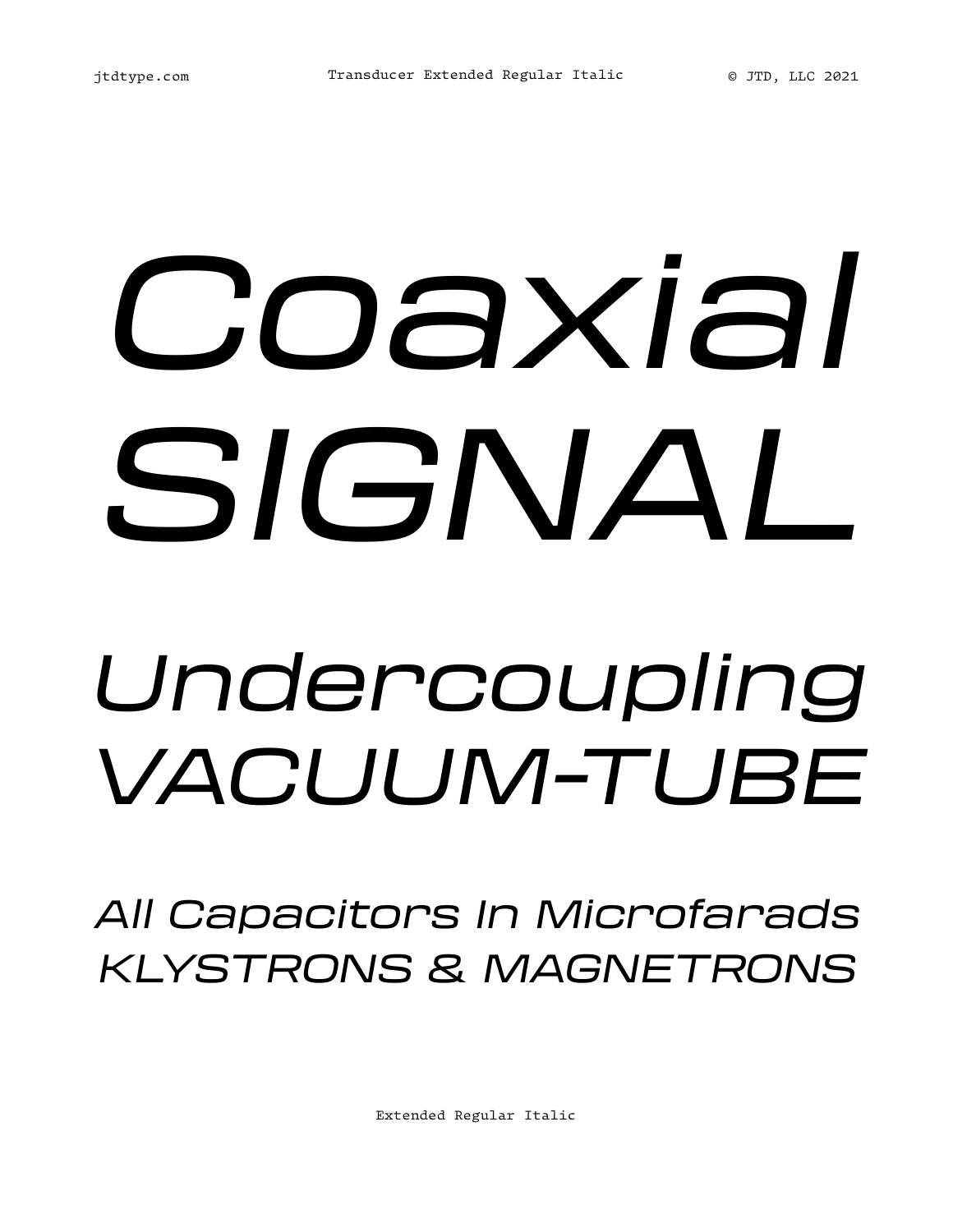*Coaxial SIGNAL*

*Undercoupling VACUUM-TUBE*

*All Capacitors In Microfarads KLYSTRONS & MAGNETRONS*

Extended Regular Italic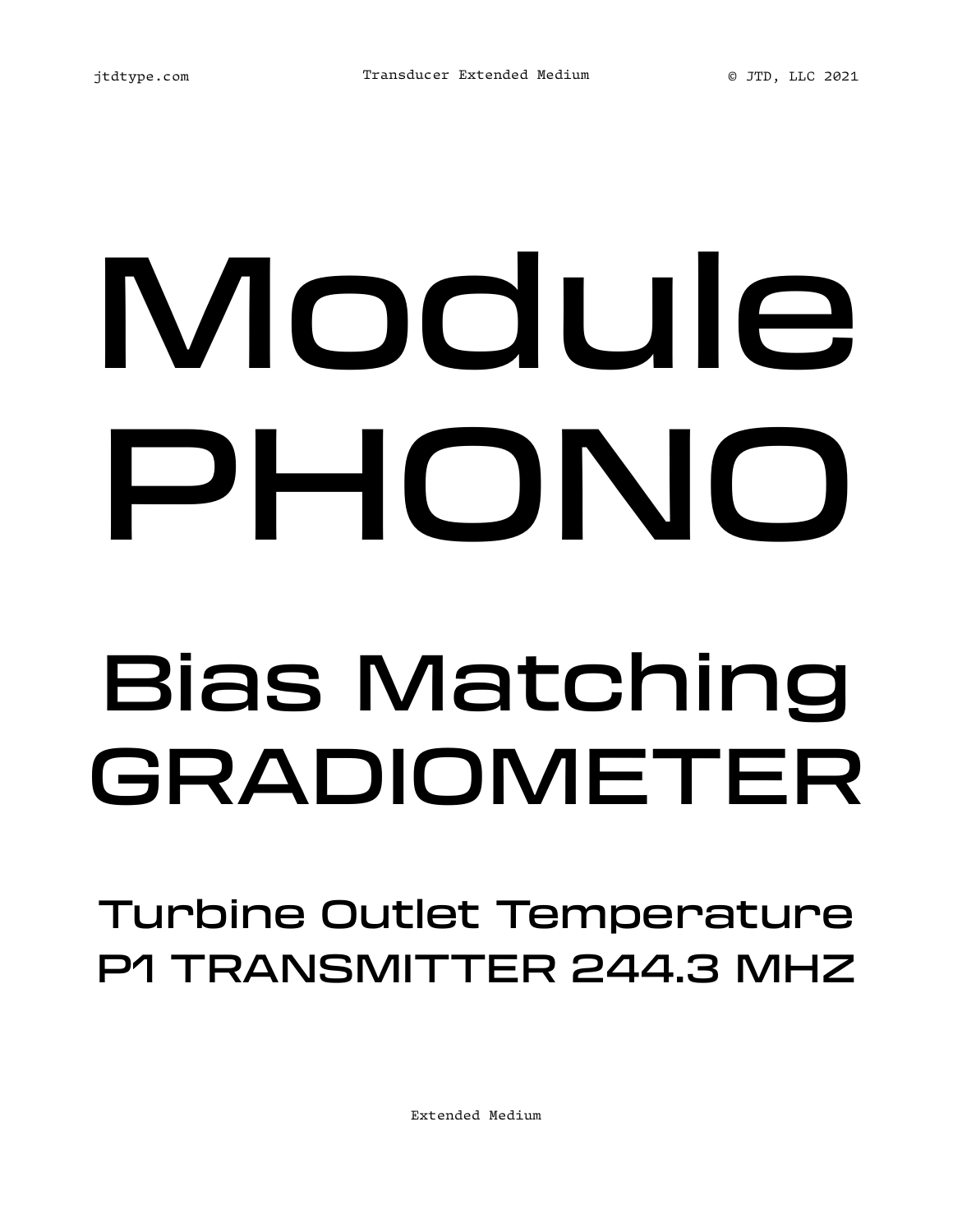# Module PHONO

## Bias Matching GRADIOMETER

### Turbine Outlet Temperature P1 TRANSMITTER 244.3 MHZ

Extended Medium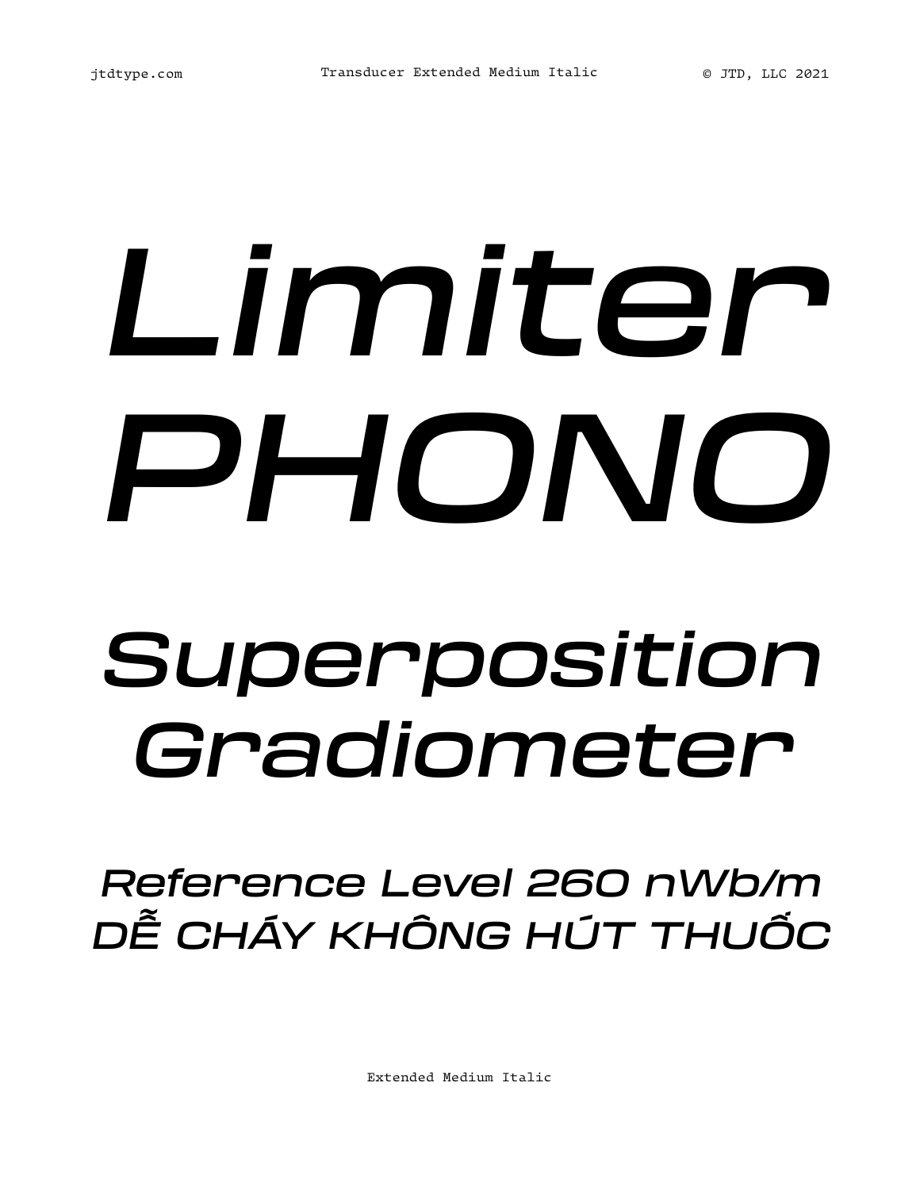Limiter
PHONO

Superposition
Gradiometer

Reference Level 260 nWb/m
DỄ CHÁY KHÔNG HÚT THUỐC

Extended Medium Italic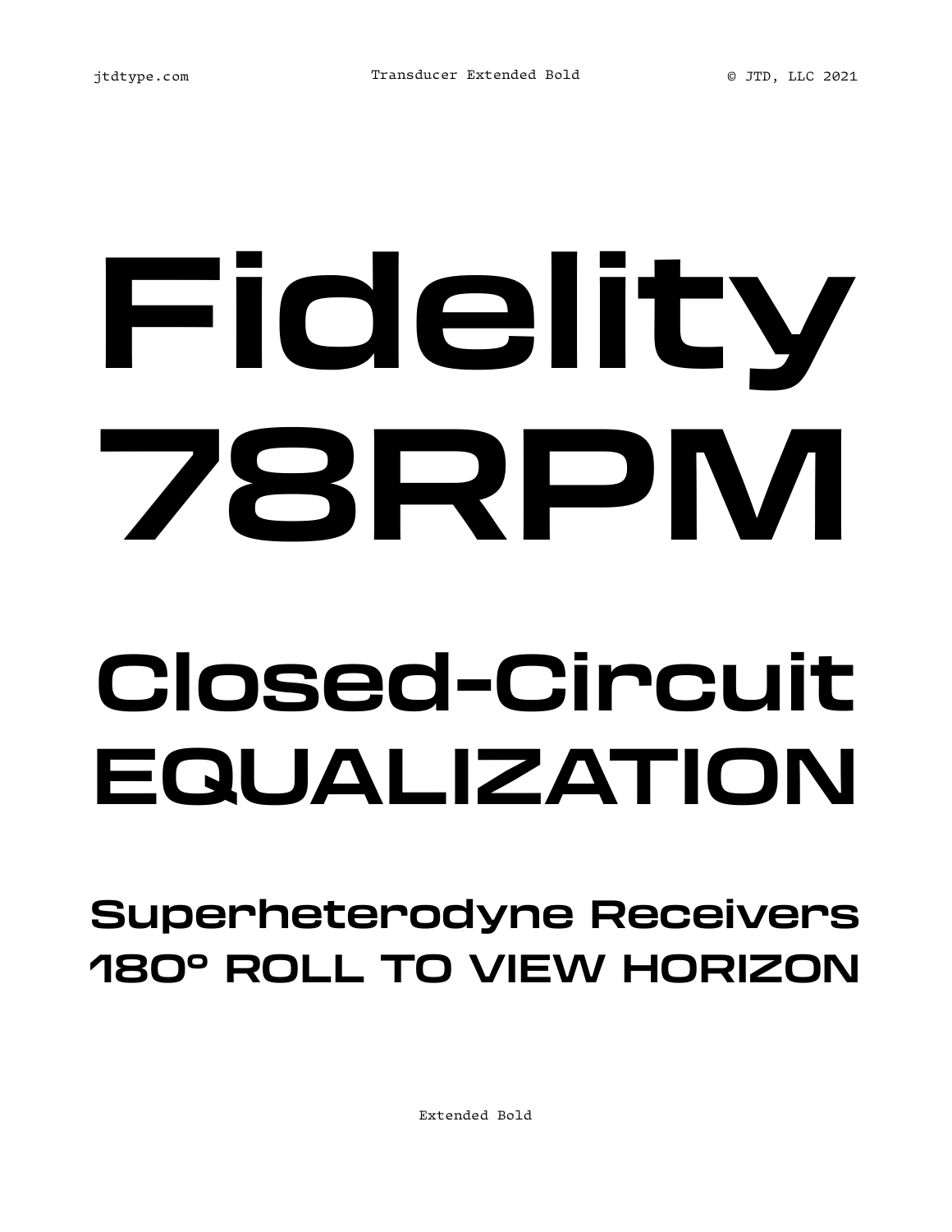# Fidelity 78RPM

## Closed-Circuit EQUALIZATION

### Superheterodyne Receivers 180° ROLL TO VIEW HORIZON

Extended Bold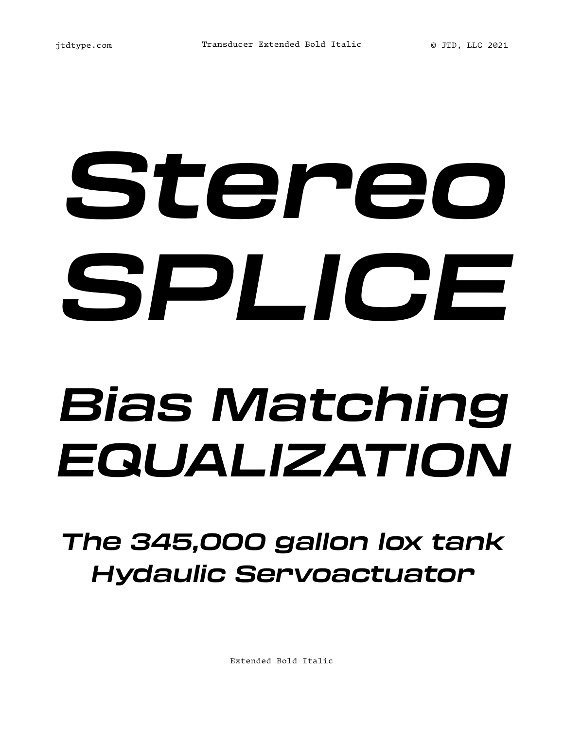Stereo
SPLICE

Bias Matching
EQUALIZATION

The 345,000 gallon lox tank
Hydaulic Servoactuator

Extended Bold Italic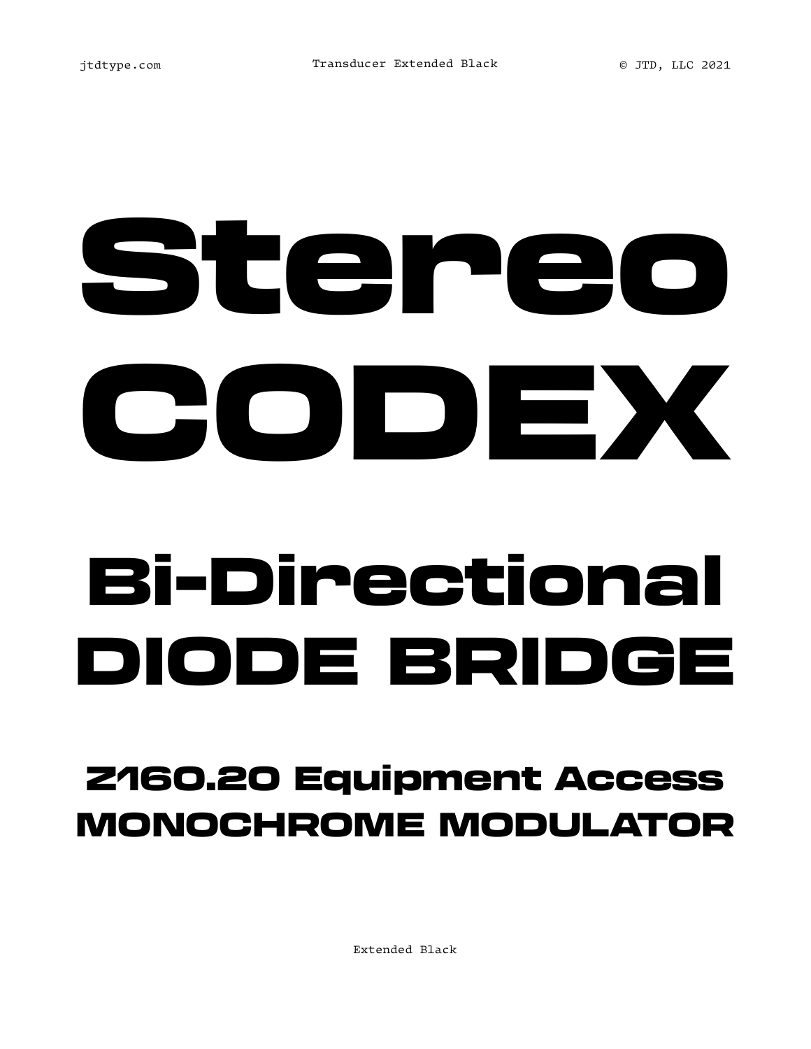jtdtype.com Transducer Extended Black © JTD, LLC 2021

# Stereo
# CODEX

## Bi-Directional
## DIODE BRIDGE

### Z160.20 Equipment Access
### MONOCHROME MODULATOR

Extended Black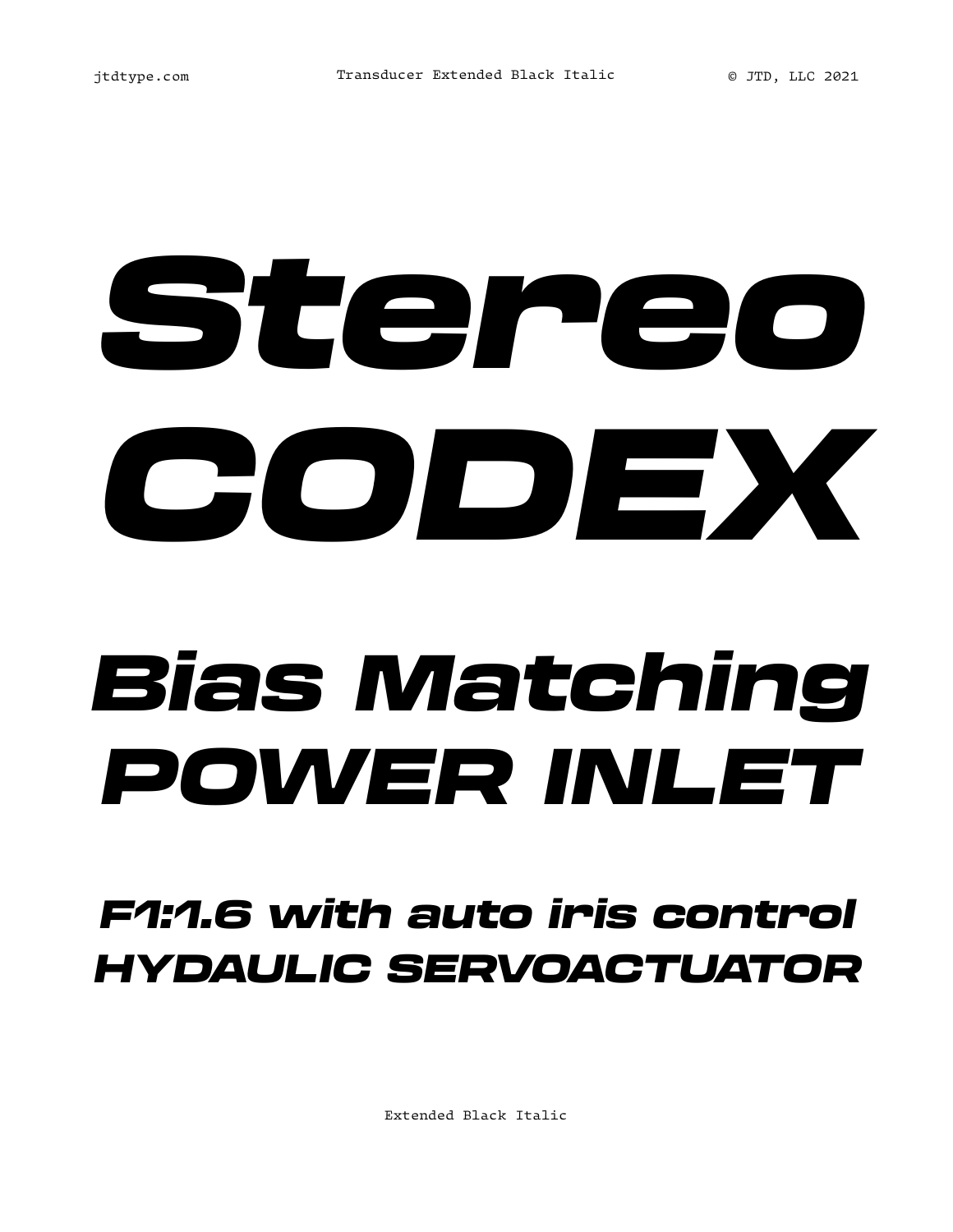# *Stereo CODEX*

## *Bias Matching POWER INLET*

### *F1:1.6 with auto iris control HYDAULIC SERVOACTUATOR*

Extended Black Italic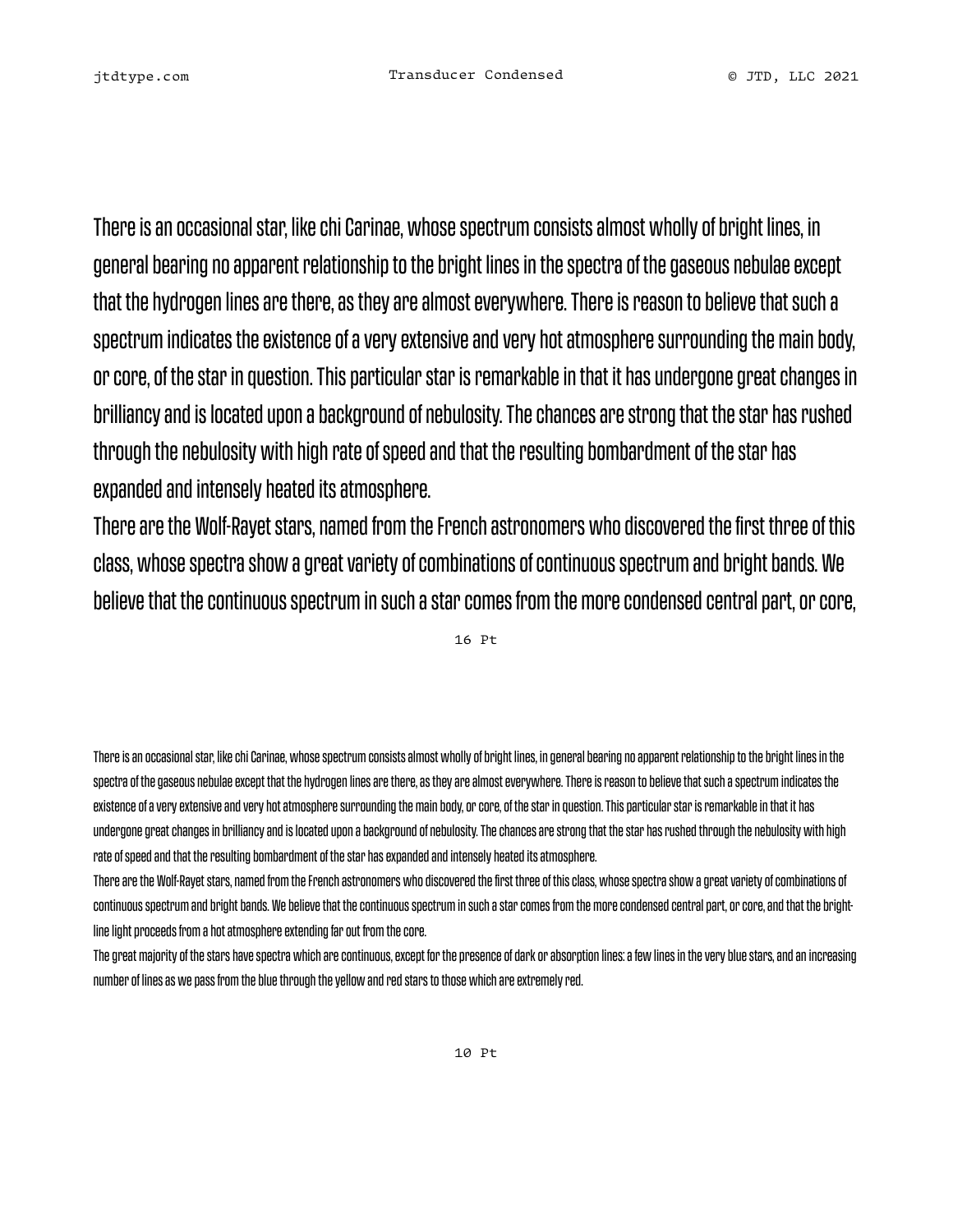There is an occasional star, like chi Carinae, whose spectrum consists almost wholly of bright lines, in general bearing no apparent relationship to the bright lines in the spectra of the gaseous nebulae except that the hydrogen lines are there, as they are almost everywhere. There is reason to believe that such a spectrum indicates the existence of a very extensive and very hot atmosphere surrounding the main body, or core, of the star in question. This particular star is remarkable in that it has undergone great changes in brilliancy and is located upon a background of nebulosity. The chances are strong that the star has rushed through the nebulosity with high rate of speed and that the resulting bombardment of the star has expanded and intensely heated its atmosphere.

There are the Wolf-Rayet stars, named from the French astronomers who discovered the first three of this class, whose spectra show a great variety of combinations of continuous spectrum and bright bands. We believe that the continuous spectrum in such a star comes from the more condensed central part, or core,

16 Pt

There is an occasional star, like chi Carinae, whose spectrum consists almost wholly of bright lines, in general bearing no apparent relationship to the bright lines in the spectra of the gaseous nebulae except that the hydrogen lines are there, as they are almost everywhere. There is reason to believe that such a spectrum indicates the existence of a very extensive and very hot atmosphere surrounding the main body, or core, of the star in question. This particular star is remarkable in that it has undergone great changes in brilliancy and is located upon a background of nebulosity. The chances are strong that the star has rushed through the nebulosity with high rate of speed and that the resulting bombardment of the star has expanded and intensely heated its atmosphere.

There are the Wolf-Rayet stars, named from the French astronomers who discovered the first three of this class, whose spectra show a great variety of combinations of continuous spectrum and bright bands. We believe that the continuous spectrum in such a star comes from the more condensed central part, or core, and that the bright-line light proceeds from a hot atmosphere extending far out from the core.

The great majority of the stars have spectra which are continuous, except for the presence of dark or absorption lines: a few lines in the very blue stars, and an increasing number of lines as we pass from the blue through the yellow and red stars to those which are extremely red.

10 Pt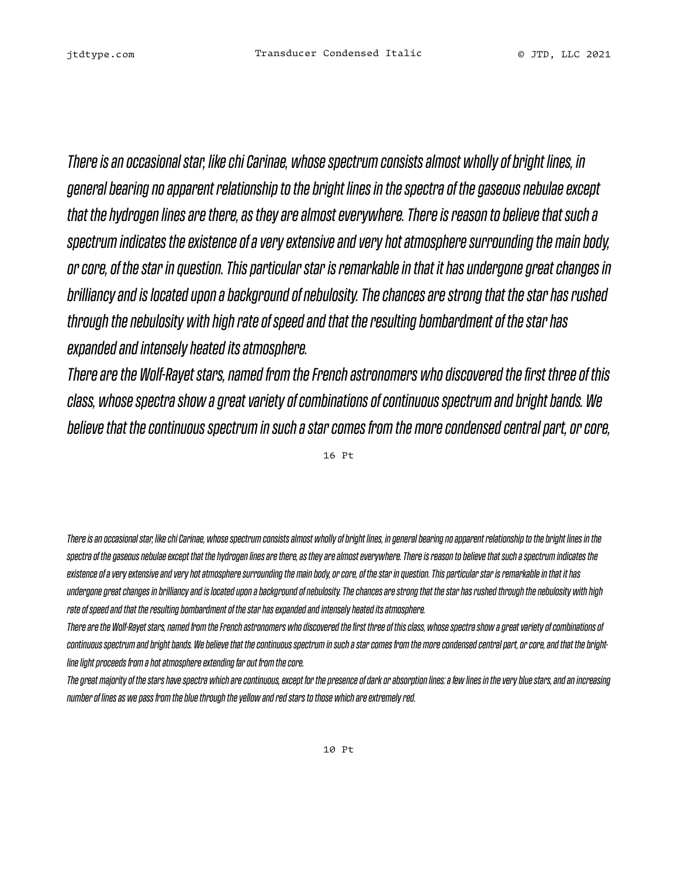*There is an occasional star, like chi Carinae, whose spectrum consists almost wholly of bright lines, in general bearing no apparent relationship to the bright lines in the spectra of the gaseous nebulae except that the hydrogen lines are there, as they are almost everywhere. There is reason to believe that such a spectrum indicates the existence of a very extensive and very hot atmosphere surrounding the main body, or core, of the star in question. This particular star is remarkable in that it has undergone great changes in brilliancy and is located upon a background of nebulosity. The chances are strong that the star has rushed through the nebulosity with high rate of speed and that the resulting bombardment of the star has expanded and intensely heated its atmosphere.*

*There are the Wolf-Rayet stars, named from the French astronomers who discovered the first three of this class, whose spectra show a great variety of combinations of continuous spectrum and bright bands. We believe that the continuous spectrum in such a star comes from the more condensed central part, or core,*

16 Pt

*There is an occasional star, like chi Carinae, whose spectrum consists almost wholly of bright lines, in general bearing no apparent relationship to the bright lines in the spectra of the gaseous nebulae except that the hydrogen lines are there, as they are almost everywhere. There is reason to believe that such a spectrum indicates the existence of a very extensive and very hot atmosphere surrounding the main body, or core, of the star in question. This particular star is remarkable in that it has undergone great changes in brilliancy and is located upon a background of nebulosity. The chances are strong that the star has rushed through the nebulosity with high rate of speed and that the resulting bombardment of the star has expanded and intensely heated its atmosphere.*

*There are the Wolf-Rayet stars, named from the French astronomers who discovered the first three of this class, whose spectra show a great variety of combinations of continuous spectrum and bright bands. We believe that the continuous spectrum in such a star comes from the more condensed central part, or core, and that the bright-line light proceeds from a hot atmosphere extending far out from the core.*

*The great majority of the stars have spectra which are continuous, except for the presence of dark or absorption lines: a few lines in the very blue stars, and an increasing number of lines as we pass from the blue through the yellow and red stars to those which are extremely red.*

10 Pt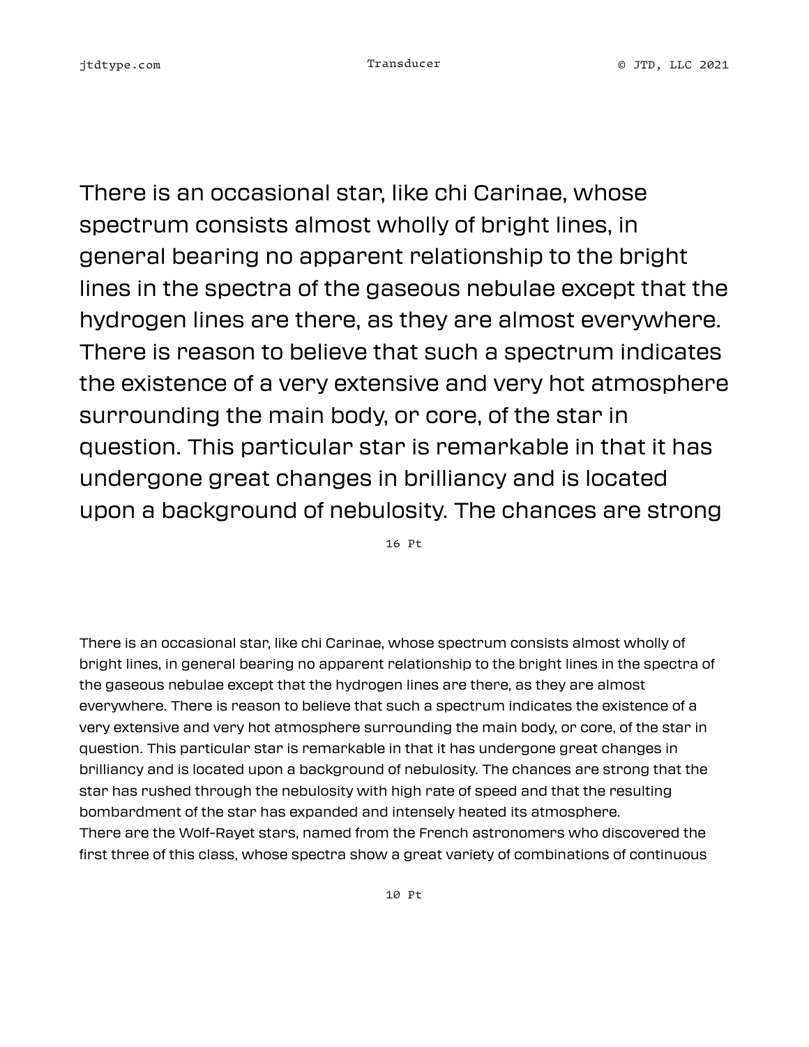There is an occasional star, like chi Carinae, whose spectrum consists almost wholly of bright lines, in general bearing no apparent relationship to the bright lines in the spectra of the gaseous nebulae except that the hydrogen lines are there, as they are almost everywhere. There is reason to believe that such a spectrum indicates the existence of a very extensive and very hot atmosphere surrounding the main body, or core, of the star in question. This particular star is remarkable in that it has undergone great changes in brilliancy and is located upon a background of nebulosity. The chances are strong

16 Pt

There is an occasional star, like chi Carinae, whose spectrum consists almost wholly of bright lines, in general bearing no apparent relationship to the bright lines in the spectra of the gaseous nebulae except that the hydrogen lines are there, as they are almost everywhere. There is reason to believe that such a spectrum indicates the existence of a very extensive and very hot atmosphere surrounding the main body, or core, of the star in question. This particular star is remarkable in that it has undergone great changes in brilliancy and is located upon a background of nebulosity. The chances are strong that the star has rushed through the nebulosity with high rate of speed and that the resulting bombardment of the star has expanded and intensely heated its atmosphere.
There are the Wolf-Rayet stars, named from the French astronomers who discovered the first three of this class, whose spectra show a great variety of combinations of continuous

10 Pt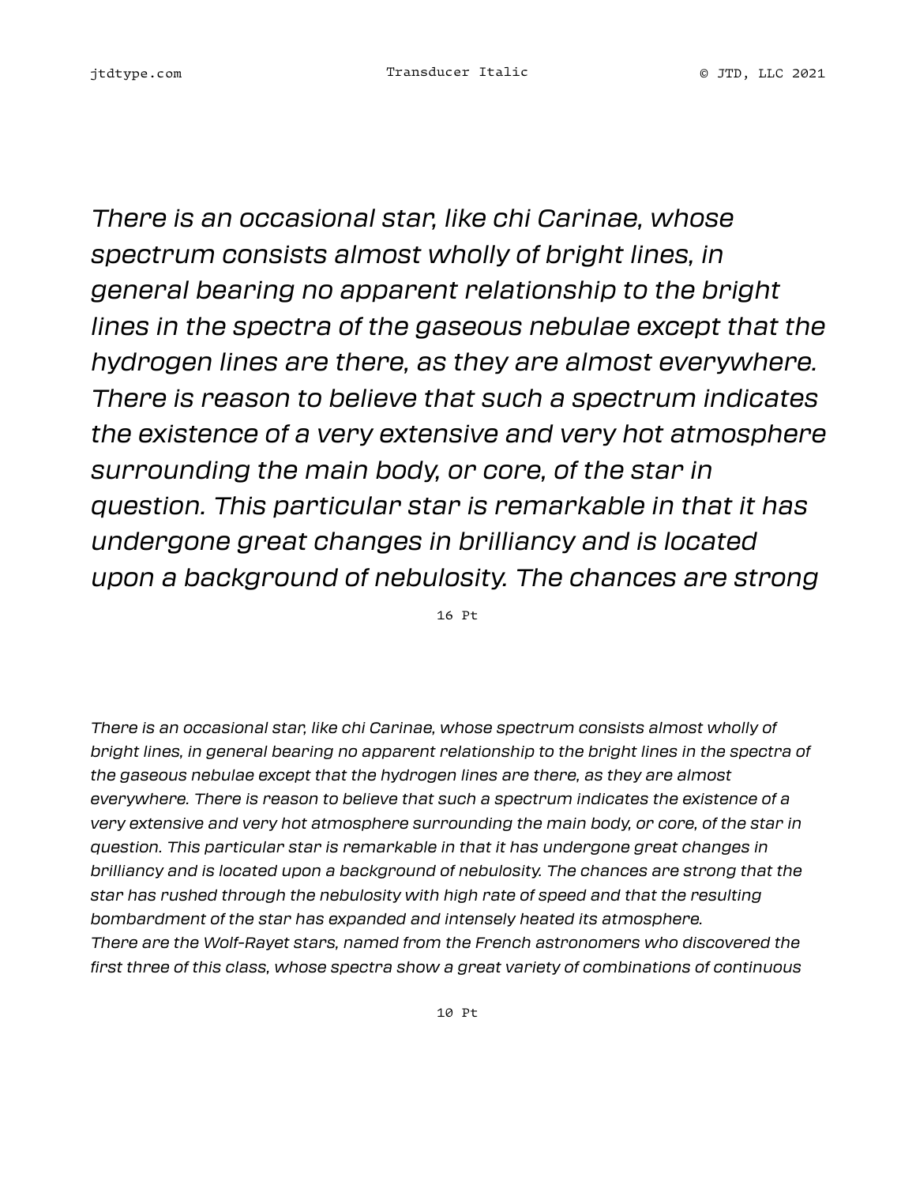*There is an occasional star, like chi Carinae, whose spectrum consists almost wholly of bright lines, in general bearing no apparent relationship to the bright lines in the spectra of the gaseous nebulae except that the hydrogen lines are there, as they are almost everywhere. There is reason to believe that such a spectrum indicates the existence of a very extensive and very hot atmosphere surrounding the main body, or core, of the star in question. This particular star is remarkable in that it has undergone great changes in brilliancy and is located upon a background of nebulosity. The chances are strong*

16 Pt

*There is an occasional star, like chi Carinae, whose spectrum consists almost wholly of bright lines, in general bearing no apparent relationship to the bright lines in the spectra of the gaseous nebulae except that the hydrogen lines are there, as they are almost everywhere. There is reason to believe that such a spectrum indicates the existence of a very extensive and very hot atmosphere surrounding the main body, or core, of the star in question. This particular star is remarkable in that it has undergone great changes in brilliancy and is located upon a background of nebulosity. The chances are strong that the star has rushed through the nebulosity with high rate of speed and that the resulting bombardment of the star has expanded and intensely heated its atmosphere.*
*There are the Wolf-Rayet stars, named from the French astronomers who discovered the first three of this class, whose spectra show a great variety of combinations of continuous*

10 Pt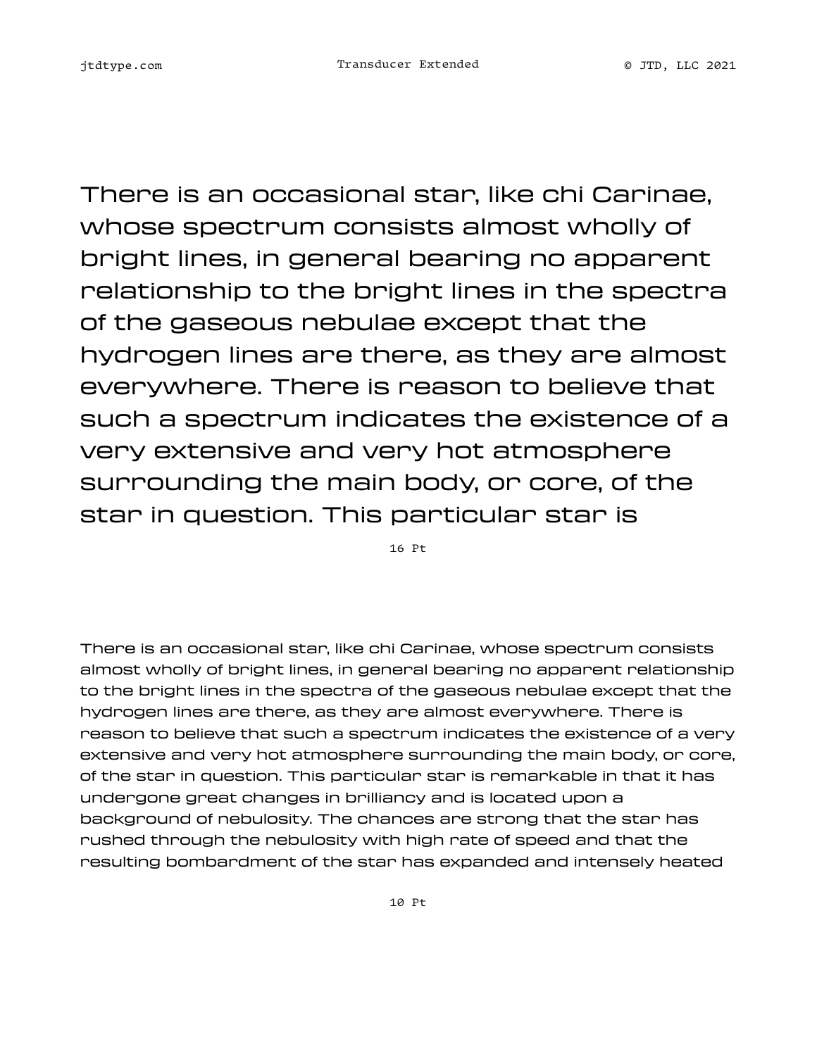There is an occasional star, like chi Carinae, whose spectrum consists almost wholly of bright lines, in general bearing no apparent relationship to the bright lines in the spectra of the gaseous nebulae except that the hydrogen lines are there, as they are almost everywhere. There is reason to believe that such a spectrum indicates the existence of a very extensive and very hot atmosphere surrounding the main body, or core, of the star in question. This particular star is

16 Pt

There is an occasional star, like chi Carinae, whose spectrum consists almost wholly of bright lines, in general bearing no apparent relationship to the bright lines in the spectra of the gaseous nebulae except that the hydrogen lines are there, as they are almost everywhere. There is reason to believe that such a spectrum indicates the existence of a very extensive and very hot atmosphere surrounding the main body, or core, of the star in question. This particular star is remarkable in that it has undergone great changes in brilliancy and is located upon a background of nebulosity. The chances are strong that the star has rushed through the nebulosity with high rate of speed and that the resulting bombardment of the star has expanded and intensely heated

10 Pt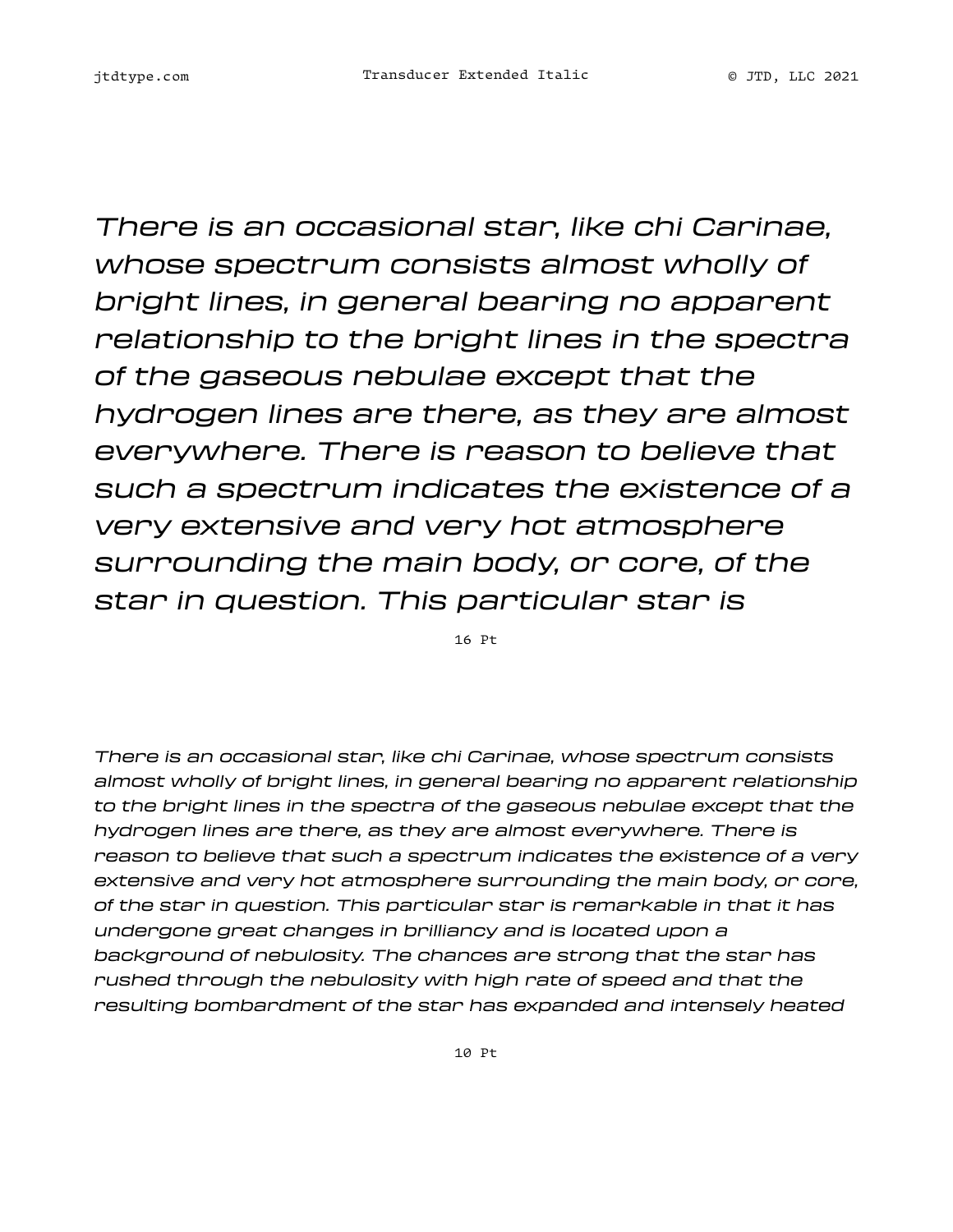*There is an occasional star, like chi Carinae, whose spectrum consists almost wholly of bright lines, in general bearing no apparent relationship to the bright lines in the spectra of the gaseous nebulae except that the hydrogen lines are there, as they are almost everywhere. There is reason to believe that such a spectrum indicates the existence of a very extensive and very hot atmosphere surrounding the main body, or core, of the star in question. This particular star is*

16 Pt

*There is an occasional star, like chi Carinae, whose spectrum consists almost wholly of bright lines, in general bearing no apparent relationship to the bright lines in the spectra of the gaseous nebulae except that the hydrogen lines are there, as they are almost everywhere. There is reason to believe that such a spectrum indicates the existence of a very extensive and very hot atmosphere surrounding the main body, or core, of the star in question. This particular star is remarkable in that it has undergone great changes in brilliancy and is located upon a background of nebulosity. The chances are strong that the star has rushed through the nebulosity with high rate of speed and that the resulting bombardment of the star has expanded and intensely heated*

10 Pt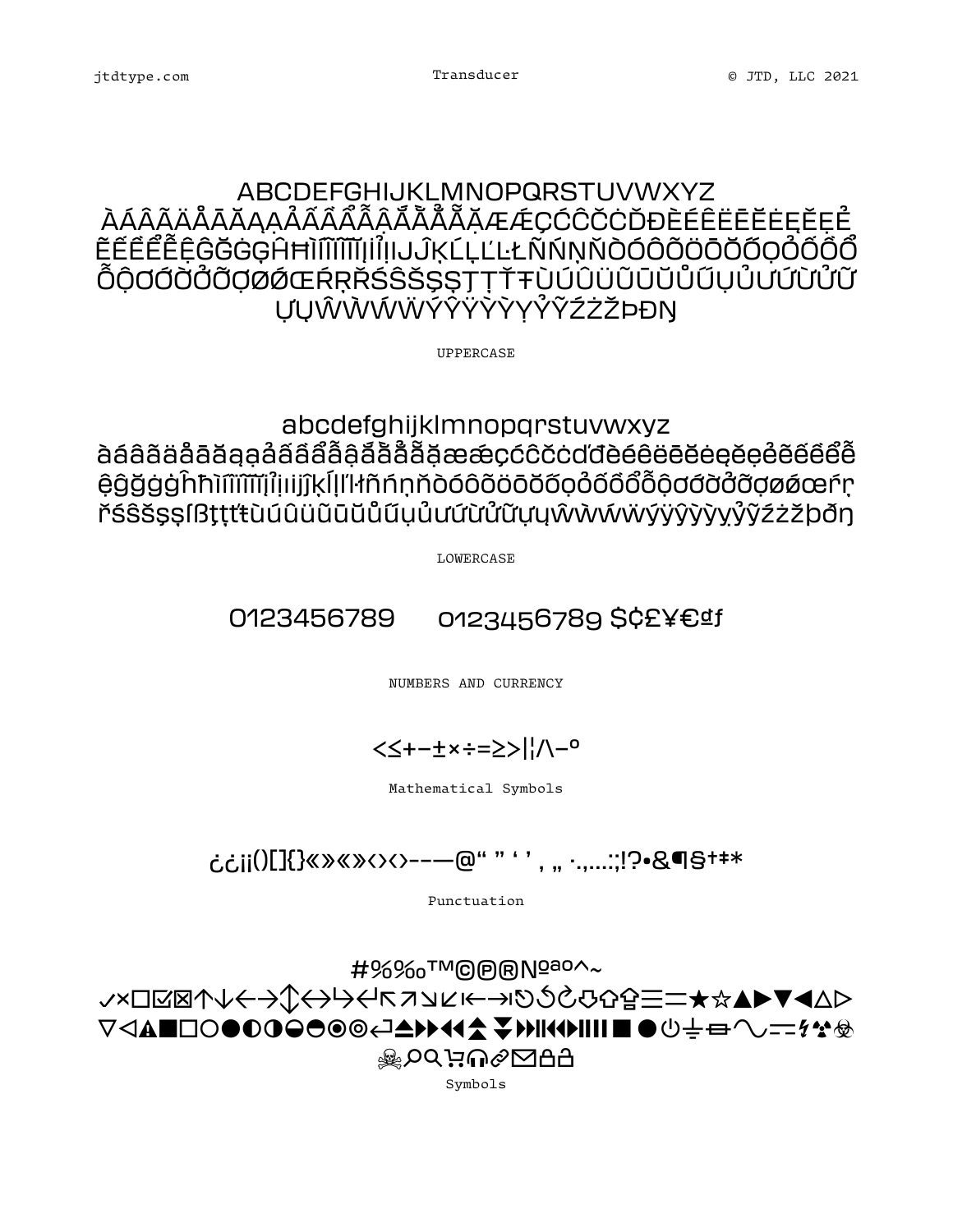jtdtype.com Transducer © JTD, LLC 2021

ABCDEFGHIJKLMNOPQRSTUVWXYZ
ÀÁÂÃÄÅĀĂĄẠẢẤẦẨẪẬẮẰẲẴẶÆǼÇĆĈČĊĎĐÈÉÊËĒĔĖĘĚẸẺ
ẼẾỀỂỄỆĜĞĠĢĤĦÌÍÎÏĨĪĬĮİỈỊĲĴĶĹĻĽĿŁÑŃŅŇÒÓÔÕÖŌŎŐỌỎỐỒỔ
ỖỘƠỚỜỞỠỢØǾŒŔŖŘŚŜŠŞȘŢȚŤŦÙÚÛÜŨŪŬŮŰŲỤỦƯỨỪỬỮ
ỰỤŴẀẂẄÝŶŸỲỴỶỸŹŻŽÞĐŊ

UPPERCASE

abcdefghijklmnopqrstuvwxyz
àáâãäåāăąạảấầẩẫậắằẳẵặæǽçćĉčċďđèéêëēĕėęěẹẻẽếềểễ
ệĝğġģĥħìíîïĩīĭįỉịıĳĵķĺļľŀłñńņňòóôõöōŏőọỏốồổỗộơớờởỡợøǿœŕŗ
řśŝšşșſßţțťŧùúûüũūŭůűųụủưứừửữựųŵẁẃẅýÿŷỳỵỷỹźżžþðŋ

LOWERCASE

0123456789 0123456789 $¢£¥€₫ƒ

NUMBERS AND CURRENCY

<≤+−±×÷=≥>|¦/\−º

Mathematical Symbols

¿¿¡¡()[]{}«»«»‹›‹›-–—@“ ” ‘ ’ , „ ·.,…:;!?•&¶§†‡*

Punctuation

#%‰™©℗®№ªº^~
✓×☐☑☒↑↓←→↕↔↳↲↖↗↘↙⇤⇥↺↻⇩⇧⇪☰☱★☆▲▶▼◀△▷
▽◁⚠■□○●◐◑◒◓◉◎⏎⏏⏩⏪⏫⏬⏭⏮⏸■●⏻⏚⎓∿⎓ϟ☢☣
☠⌕⚲⛟☊⛓✉⛫⛬

Symbols